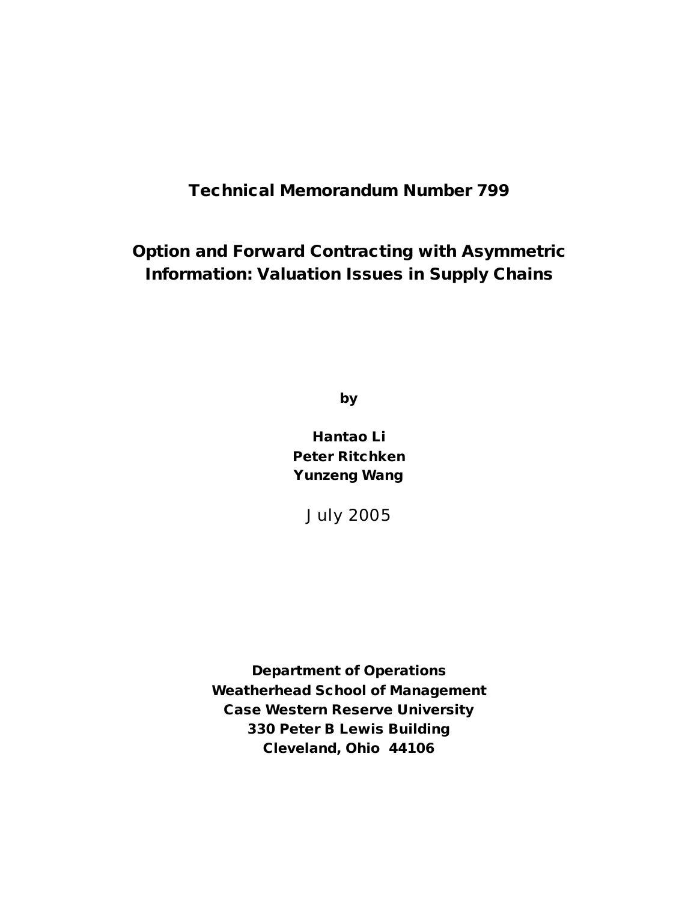**Technical Memorandum Number 799**

# Option and Forward Contracting with Asymmetric Information: Valuation Issues in Supply Chains

**by**

**Hantao Li**
**Peter Ritchken**
**Yunzeng Wang**

July 2005

**Department of Operations**
**Weatherhead School of Management**
**Case Western Reserve University**
**330 Peter B Lewis Building**
**Cleveland, Ohio 44106**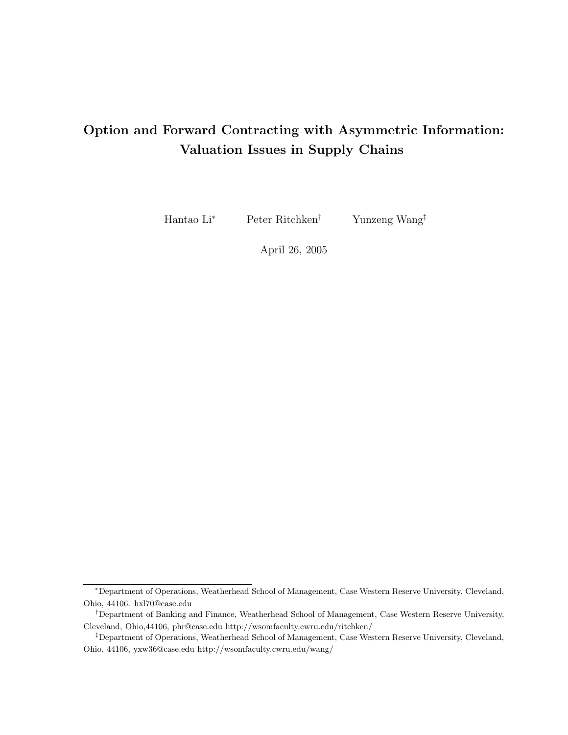# Option and Forward Contracting with Asymmetric Information: Valuation Issues in Supply Chains

Hantao Li[*] Peter Ritchken[†] Yunzeng Wang[‡]

April 26, 2005

---

[*]Department of Operations, Weatherhead School of Management, Case Western Reserve University, Cleveland, Ohio, 44106. hxl70@case.edu

[†]Department of Banking and Finance, Weatherhead School of Management, Case Western Reserve University, Cleveland, Ohio,44106, phr@case.edu http://wsomfaculty.cwru.edu/ritchken/

[‡]Department of Operations, Weatherhead School of Management, Case Western Reserve University, Cleveland, Ohio, 44106, yxw36@case.edu http://wsomfaculty.cwru.edu/wang/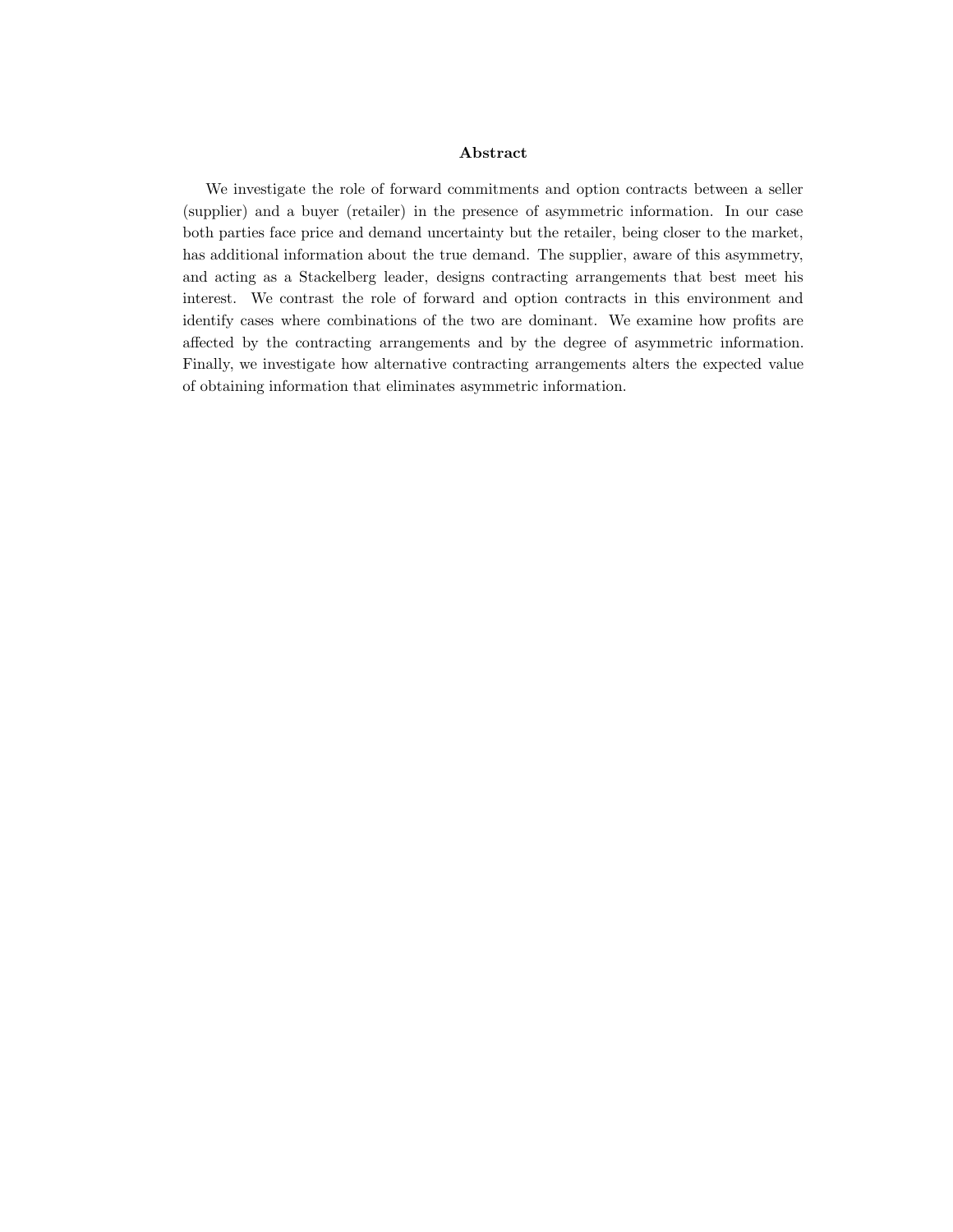## Abstract

We investigate the role of forward commitments and option contracts between a seller (supplier) and a buyer (retailer) in the presence of asymmetric information. In our case both parties face price and demand uncertainty but the retailer, being closer to the market, has additional information about the true demand. The supplier, aware of this asymmetry, and acting as a Stackelberg leader, designs contracting arrangements that best meet his interest. We contrast the role of forward and option contracts in this environment and identify cases where combinations of the two are dominant. We examine how profits are affected by the contracting arrangements and by the degree of asymmetric information. Finally, we investigate how alternative contracting arrangements alters the expected value of obtaining information that eliminates asymmetric information.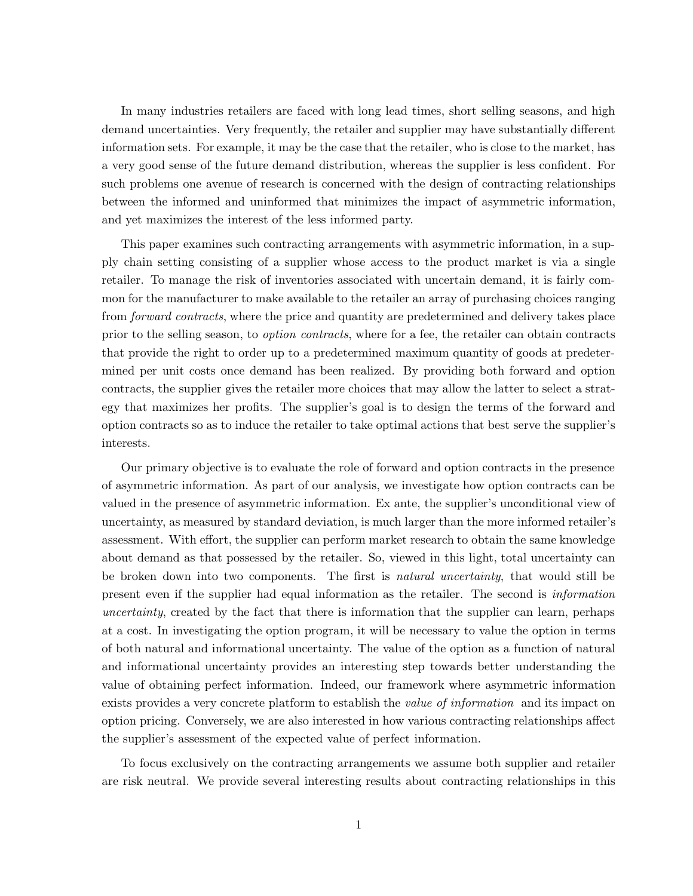In many industries retailers are faced with long lead times, short selling seasons, and high demand uncertainties. Very frequently, the retailer and supplier may have substantially different information sets. For example, it may be the case that the retailer, who is close to the market, has a very good sense of the future demand distribution, whereas the supplier is less confident. For such problems one avenue of research is concerned with the design of contracting relationships between the informed and uninformed that minimizes the impact of asymmetric information, and yet maximizes the interest of the less informed party.

This paper examines such contracting arrangements with asymmetric information, in a supply chain setting consisting of a supplier whose access to the product market is via a single retailer. To manage the risk of inventories associated with uncertain demand, it is fairly common for the manufacturer to make available to the retailer an array of purchasing choices ranging from *forward contracts*, where the price and quantity are predetermined and delivery takes place prior to the selling season, to *option contracts*, where for a fee, the retailer can obtain contracts that provide the right to order up to a predetermined maximum quantity of goods at predetermined per unit costs once demand has been realized. By providing both forward and option contracts, the supplier gives the retailer more choices that may allow the latter to select a strategy that maximizes her profits. The supplier's goal is to design the terms of the forward and option contracts so as to induce the retailer to take optimal actions that best serve the supplier's interests.

Our primary objective is to evaluate the role of forward and option contracts in the presence of asymmetric information. As part of our analysis, we investigate how option contracts can be valued in the presence of asymmetric information. Ex ante, the supplier's unconditional view of uncertainty, as measured by standard deviation, is much larger than the more informed retailer's assessment. With effort, the supplier can perform market research to obtain the same knowledge about demand as that possessed by the retailer. So, viewed in this light, total uncertainty can be broken down into two components. The first is *natural uncertainty*, that would still be present even if the supplier had equal information as the retailer. The second is *information uncertainty*, created by the fact that there is information that the supplier can learn, perhaps at a cost. In investigating the option program, it will be necessary to value the option in terms of both natural and informational uncertainty. The value of the option as a function of natural and informational uncertainty provides an interesting step towards better understanding the value of obtaining perfect information. Indeed, our framework where asymmetric information exists provides a very concrete platform to establish the *value of information* and its impact on option pricing. Conversely, we are also interested in how various contracting relationships affect the supplier's assessment of the expected value of perfect information.

To focus exclusively on the contracting arrangements we assume both supplier and retailer are risk neutral. We provide several interesting results about contracting relationships in this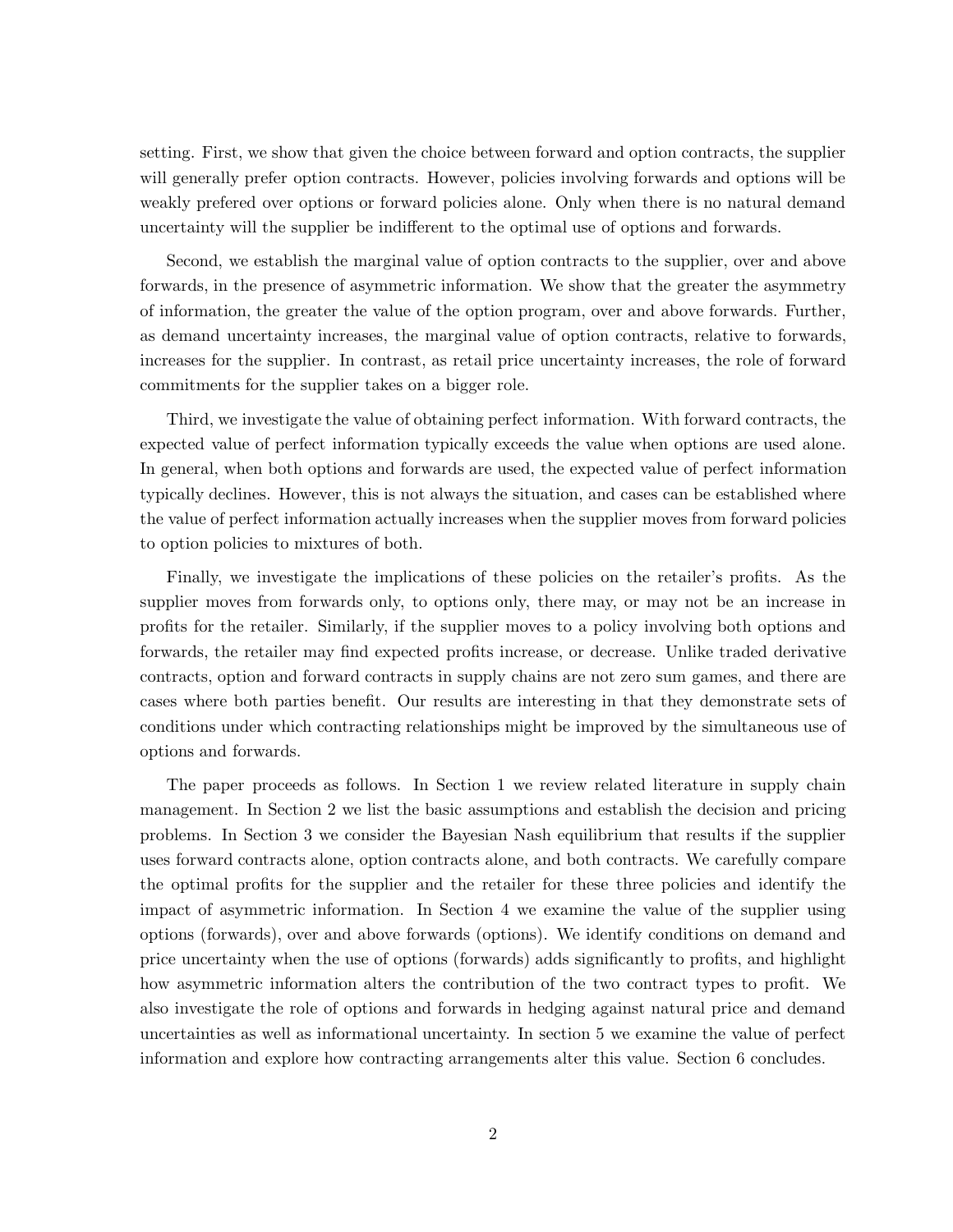setting. First, we show that given the choice between forward and option contracts, the supplier will generally prefer option contracts. However, policies involving forwards and options will be weakly prefered over options or forward policies alone. Only when there is no natural demand uncertainty will the supplier be indifferent to the optimal use of options and forwards.

Second, we establish the marginal value of option contracts to the supplier, over and above forwards, in the presence of asymmetric information. We show that the greater the asymmetry of information, the greater the value of the option program, over and above forwards. Further, as demand uncertainty increases, the marginal value of option contracts, relative to forwards, increases for the supplier. In contrast, as retail price uncertainty increases, the role of forward commitments for the supplier takes on a bigger role.

Third, we investigate the value of obtaining perfect information. With forward contracts, the expected value of perfect information typically exceeds the value when options are used alone. In general, when both options and forwards are used, the expected value of perfect information typically declines. However, this is not always the situation, and cases can be established where the value of perfect information actually increases when the supplier moves from forward policies to option policies to mixtures of both.

Finally, we investigate the implications of these policies on the retailer's profits. As the supplier moves from forwards only, to options only, there may, or may not be an increase in profits for the retailer. Similarly, if the supplier moves to a policy involving both options and forwards, the retailer may find expected profits increase, or decrease. Unlike traded derivative contracts, option and forward contracts in supply chains are not zero sum games, and there are cases where both parties benefit. Our results are interesting in that they demonstrate sets of conditions under which contracting relationships might be improved by the simultaneous use of options and forwards.

The paper proceeds as follows. In Section 1 we review related literature in supply chain management. In Section 2 we list the basic assumptions and establish the decision and pricing problems. In Section 3 we consider the Bayesian Nash equilibrium that results if the supplier uses forward contracts alone, option contracts alone, and both contracts. We carefully compare the optimal profits for the supplier and the retailer for these three policies and identify the impact of asymmetric information. In Section 4 we examine the value of the supplier using options (forwards), over and above forwards (options). We identify conditions on demand and price uncertainty when the use of options (forwards) adds significantly to profits, and highlight how asymmetric information alters the contribution of the two contract types to profit. We also investigate the role of options and forwards in hedging against natural price and demand uncertainties as well as informational uncertainty. In section 5 we examine the value of perfect information and explore how contracting arrangements alter this value. Section 6 concludes.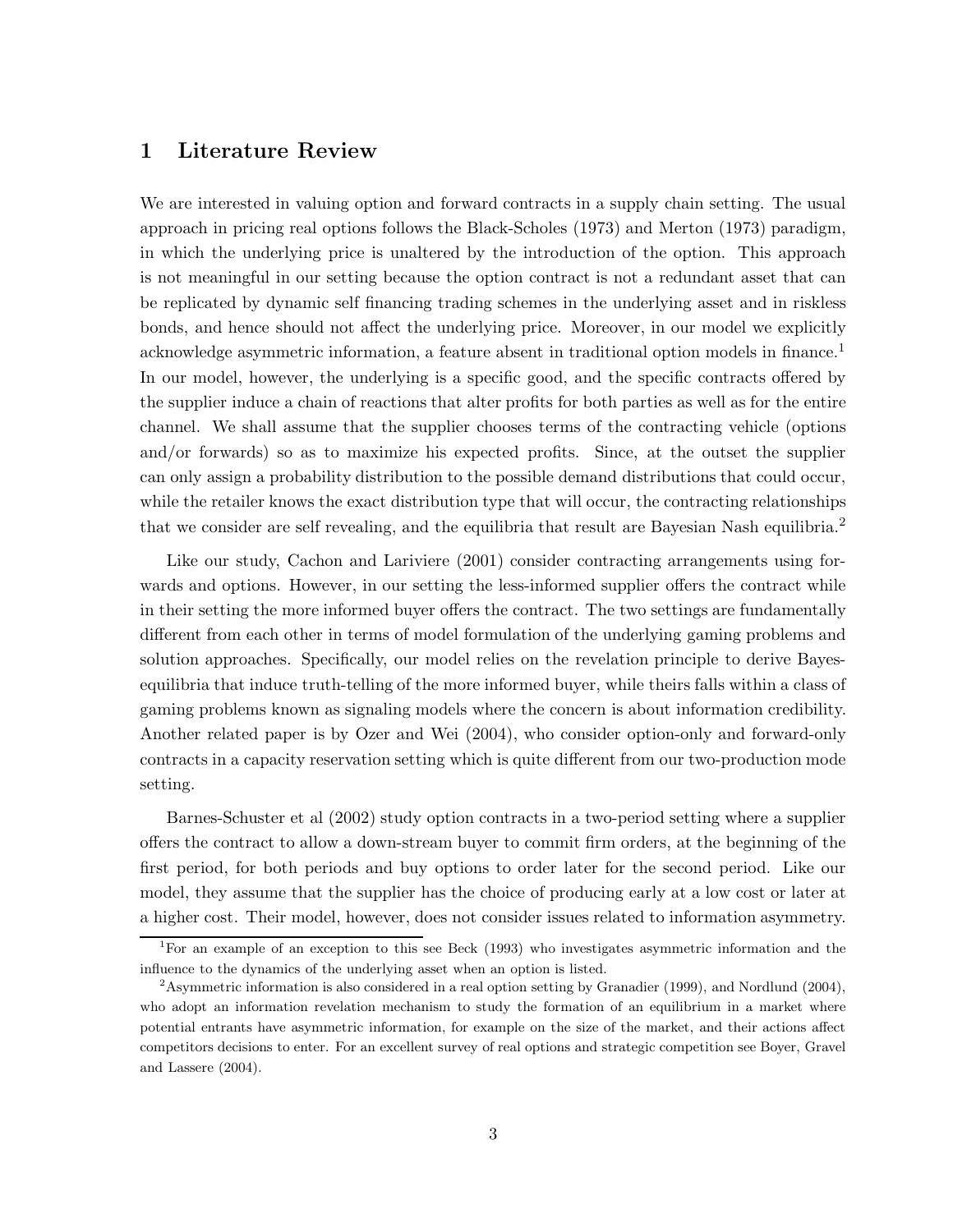# 1 Literature Review

We are interested in valuing option and forward contracts in a supply chain setting. The usual approach in pricing real options follows the Black-Scholes (1973) and Merton (1973) paradigm, in which the underlying price is unaltered by the introduction of the option. This approach is not meaningful in our setting because the option contract is not a redundant asset that can be replicated by dynamic self financing trading schemes in the underlying asset and in riskless bonds, and hence should not affect the underlying price. Moreover, in our model we explicitly acknowledge asymmetric information, a feature absent in traditional option models in finance.[1] In our model, however, the underlying is a specific good, and the specific contracts offered by the supplier induce a chain of reactions that alter profits for both parties as well as for the entire channel. We shall assume that the supplier chooses terms of the contracting vehicle (options and/or forwards) so as to maximize his expected profits. Since, at the outset the supplier can only assign a probability distribution to the possible demand distributions that could occur, while the retailer knows the exact distribution type that will occur, the contracting relationships that we consider are self revealing, and the equilibria that result are Bayesian Nash equilibria.[2]

Like our study, Cachon and Lariviere (2001) consider contracting arrangements using forwards and options. However, in our setting the less-informed supplier offers the contract while in their setting the more informed buyer offers the contract. The two settings are fundamentally different from each other in terms of model formulation of the underlying gaming problems and solution approaches. Specifically, our model relies on the revelation principle to derive Bayes-equilibria that induce truth-telling of the more informed buyer, while theirs falls within a class of gaming problems known as signaling models where the concern is about information credibility. Another related paper is by Ozer and Wei (2004), who consider option-only and forward-only contracts in a capacity reservation setting which is quite different from our two-production mode setting.

Barnes-Schuster et al (2002) study option contracts in a two-period setting where a supplier offers the contract to allow a down-stream buyer to commit firm orders, at the beginning of the first period, for both periods and buy options to order later for the second period. Like our model, they assume that the supplier has the choice of producing early at a low cost or later at a higher cost. Their model, however, does not consider issues related to information asymmetry.

[1] For an example of an exception to this see Beck (1993) who investigates asymmetric information and the influence to the dynamics of the underlying asset when an option is listed.

[2] Asymmetric information is also considered in a real option setting by Granadier (1999), and Nordlund (2004), who adopt an information revelation mechanism to study the formation of an equilibrium in a market where potential entrants have asymmetric information, for example on the size of the market, and their actions affect competitors decisions to enter. For an excellent survey of real options and strategic competition see Boyer, Gravel and Lassere (2004).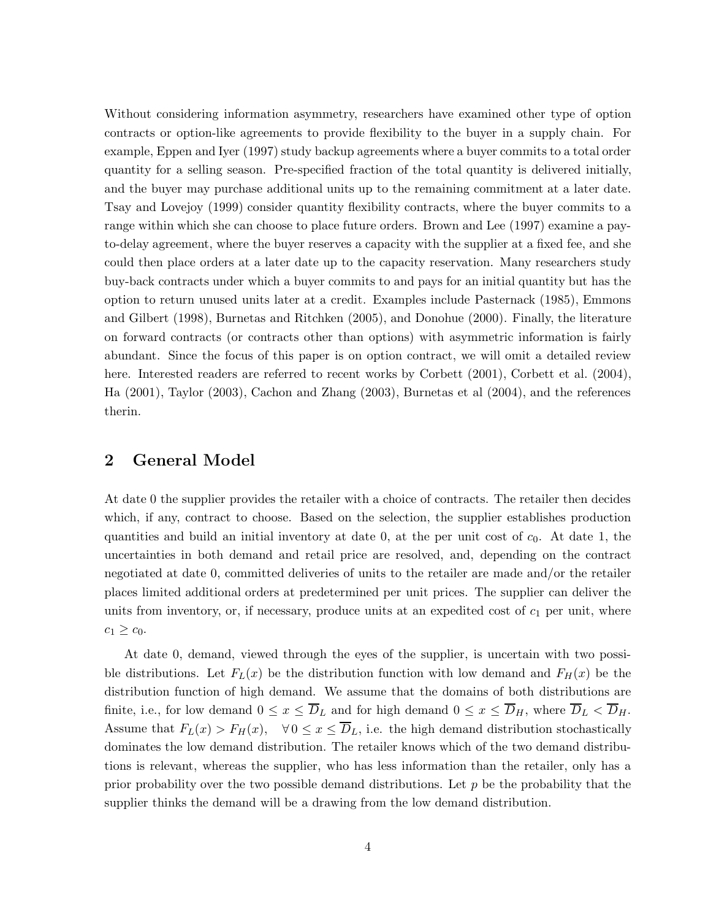Without considering information asymmetry, researchers have examined other type of option contracts or option-like agreements to provide flexibility to the buyer in a supply chain. For example, Eppen and Iyer (1997) study backup agreements where a buyer commits to a total order quantity for a selling season. Pre-specified fraction of the total quantity is delivered initially, and the buyer may purchase additional units up to the remaining commitment at a later date. Tsay and Lovejoy (1999) consider quantity flexibility contracts, where the buyer commits to a range within which she can choose to place future orders. Brown and Lee (1997) examine a pay-to-delay agreement, where the buyer reserves a capacity with the supplier at a fixed fee, and she could then place orders at a later date up to the capacity reservation. Many researchers study buy-back contracts under which a buyer commits to and pays for an initial quantity but has the option to return unused units later at a credit. Examples include Pasternack (1985), Emmons and Gilbert (1998), Burnetas and Ritchken (2005), and Donohue (2000). Finally, the literature on forward contracts (or contracts other than options) with asymmetric information is fairly abundant. Since the focus of this paper is on option contract, we will omit a detailed review here. Interested readers are referred to recent works by Corbett (2001), Corbett et al. (2004), Ha (2001), Taylor (2003), Cachon and Zhang (2003), Burnetas et al (2004), and the references therin.

## 2 General Model

At date 0 the supplier provides the retailer with a choice of contracts. The retailer then decides which, if any, contract to choose. Based on the selection, the supplier establishes production quantities and build an initial inventory at date 0, at the per unit cost of $c_0$. At date 1, the uncertainties in both demand and retail price are resolved, and, depending on the contract negotiated at date 0, committed deliveries of units to the retailer are made and/or the retailer places limited additional orders at predetermined per unit prices. The supplier can deliver the units from inventory, or, if necessary, produce units at an expedited cost of $c_1$ per unit, where $c_1 \geq c_0$.

At date 0, demand, viewed through the eyes of the supplier, is uncertain with two possible distributions. Let $F_L(x)$ be the distribution function with low demand and $F_H(x)$ be the distribution function of high demand. We assume that the domains of both distributions are finite, i.e., for low demand $0 \leq x \leq \overline{D}_L$ and for high demand $0 \leq x \leq \overline{D}_H$, where $\overline{D}_L < \overline{D}_H$. Assume that $F_L(x) > F_H(x), \quad \forall\, 0 \leq x \leq \overline{D}_L$, i.e. the high demand distribution stochastically dominates the low demand distribution. The retailer knows which of the two demand distributions is relevant, whereas the supplier, who has less information than the retailer, only has a prior probability over the two possible demand distributions. Let $p$ be the probability that the supplier thinks the demand will be a drawing from the low demand distribution.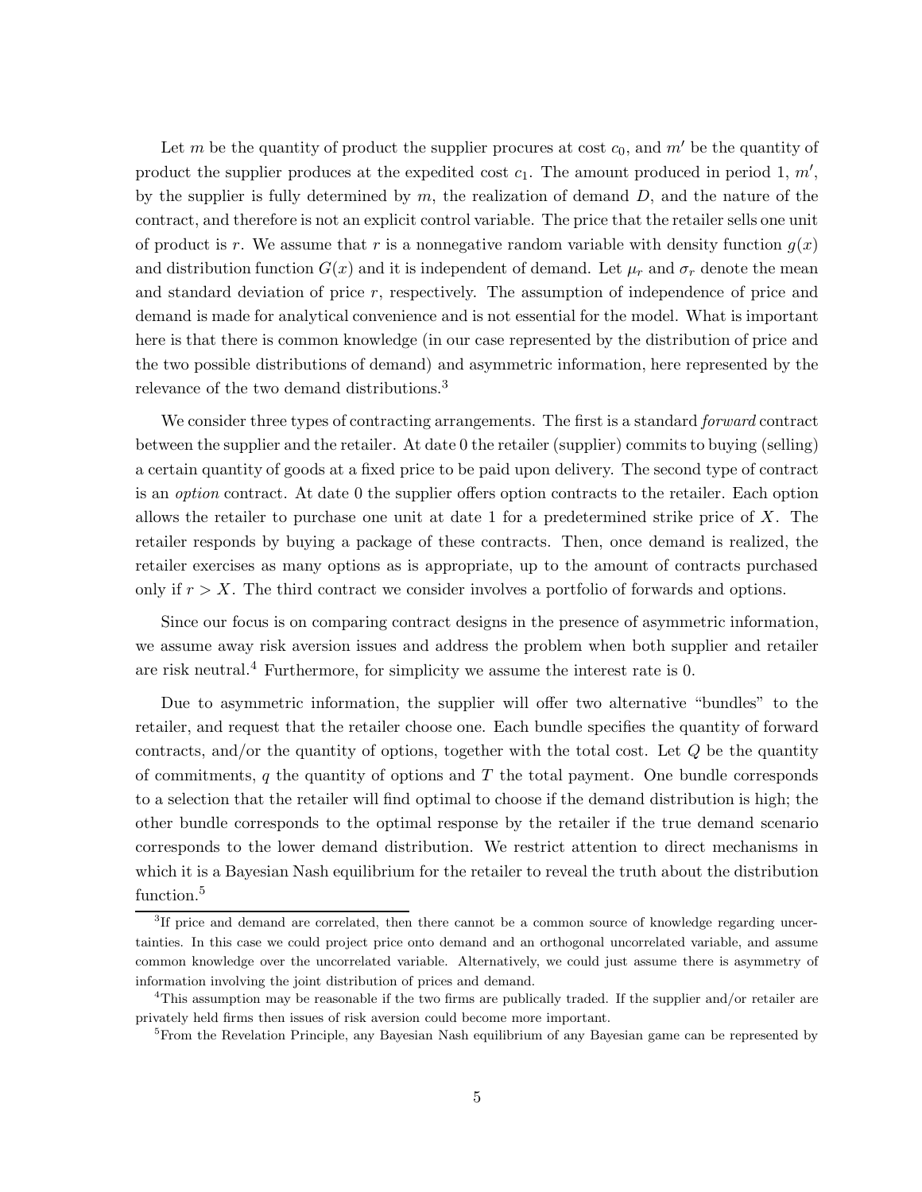Let $m$ be the quantity of product the supplier procures at cost $c_0$, and $m'$ be the quantity of product the supplier produces at the expedited cost $c_1$. The amount produced in period 1, $m'$, by the supplier is fully determined by $m$, the realization of demand $D$, and the nature of the contract, and therefore is not an explicit control variable. The price that the retailer sells one unit of product is $r$. We assume that $r$ is a nonnegative random variable with density function $g(x)$ and distribution function $G(x)$ and it is independent of demand. Let $\mu_r$ and $\sigma_r$ denote the mean and standard deviation of price $r$, respectively. The assumption of independence of price and demand is made for analytical convenience and is not essential for the model. What is important here is that there is common knowledge (in our case represented by the distribution of price and the two possible distributions of demand) and asymmetric information, here represented by the relevance of the two demand distributions.[3]

We consider three types of contracting arrangements. The first is a standard *forward* contract between the supplier and the retailer. At date 0 the retailer (supplier) commits to buying (selling) a certain quantity of goods at a fixed price to be paid upon delivery. The second type of contract is an *option* contract. At date 0 the supplier offers option contracts to the retailer. Each option allows the retailer to purchase one unit at date 1 for a predetermined strike price of $X$. The retailer responds by buying a package of these contracts. Then, once demand is realized, the retailer exercises as many options as is appropriate, up to the amount of contracts purchased only if $r > X$. The third contract we consider involves a portfolio of forwards and options.

Since our focus is on comparing contract designs in the presence of asymmetric information, we assume away risk aversion issues and address the problem when both supplier and retailer are risk neutral.[4] Furthermore, for simplicity we assume the interest rate is 0.

Due to asymmetric information, the supplier will offer two alternative "bundles" to the retailer, and request that the retailer choose one. Each bundle specifies the quantity of forward contracts, and/or the quantity of options, together with the total cost. Let $Q$ be the quantity of commitments, $q$ the quantity of options and $T$ the total payment. One bundle corresponds to a selection that the retailer will find optimal to choose if the demand distribution is high; the other bundle corresponds to the optimal response by the retailer if the true demand scenario corresponds to the lower demand distribution. We restrict attention to direct mechanisms in which it is a Bayesian Nash equilibrium for the retailer to reveal the truth about the distribution function.[5]

---

[3]If price and demand are correlated, then there cannot be a common source of knowledge regarding uncertainties. In this case we could project price onto demand and an orthogonal uncorrelated variable, and assume common knowledge over the uncorrelated variable. Alternatively, we could just assume there is asymmetry of information involving the joint distribution of prices and demand.

[4]This assumption may be reasonable if the two firms are publically traded. If the supplier and/or retailer are privately held firms then issues of risk aversion could become more important.

[5]From the Revelation Principle, any Bayesian Nash equilibrium of any Bayesian game can be represented by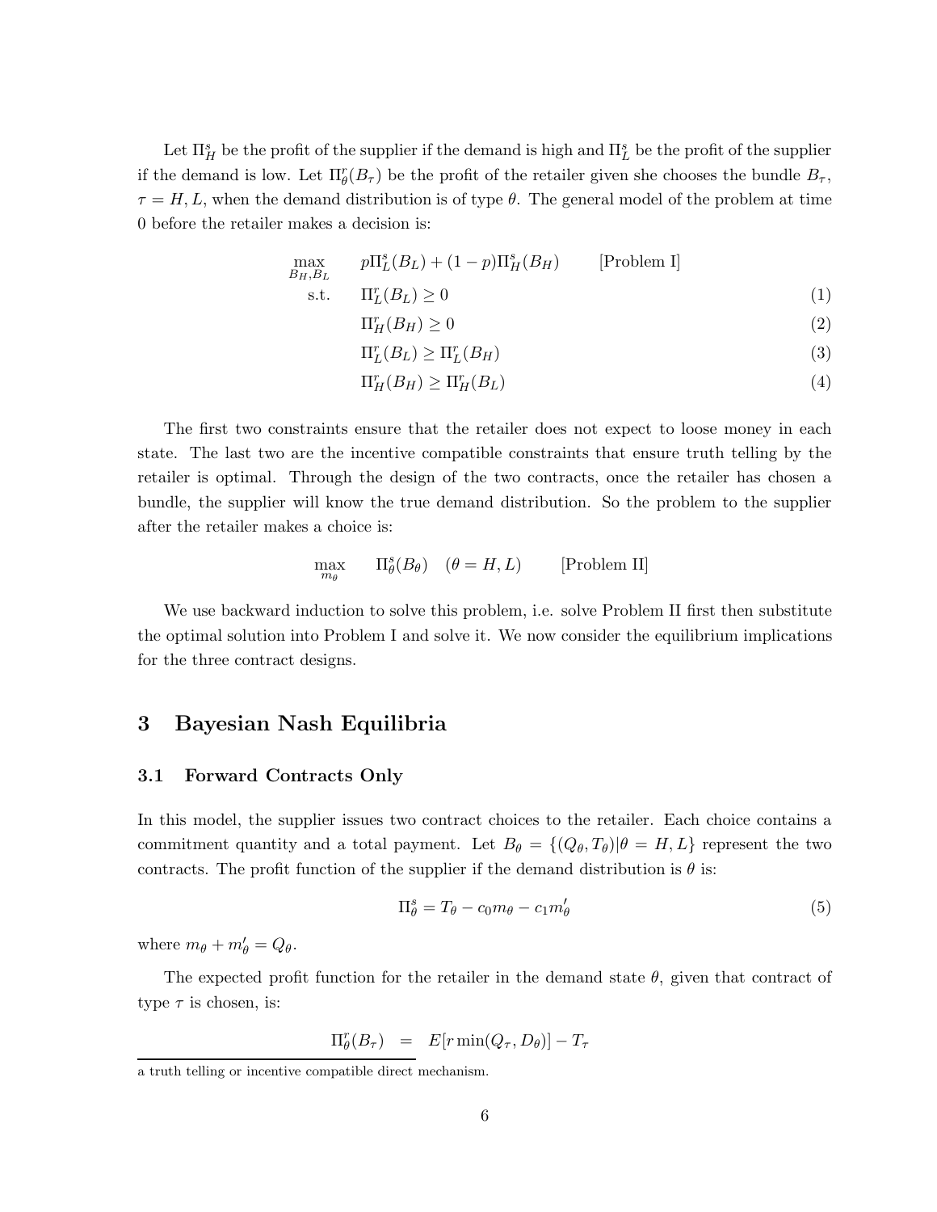Let $\Pi^s_H$ be the profit of the supplier if the demand is high and $\Pi^s_L$ be the profit of the supplier if the demand is low. Let $\Pi^r_\theta(B_\tau)$ be the profit of the retailer given she chooses the bundle $B_\tau$, $\tau = H, L$, when the demand distribution is of type $\theta$. The general model of the problem at time 0 before the retailer makes a decision is:

$$
\begin{aligned}
\max_{B_H, B_L} \quad & p\Pi^s_L(B_L) + (1-p)\Pi^s_H(B_H) \qquad \text{[Problem I]} \\
\text{s.t.} \quad & \Pi^r_L(B_L) \geq 0 \qquad (1) \\
& \Pi^r_H(B_H) \geq 0 \qquad (2) \\
& \Pi^r_L(B_L) \geq \Pi^r_L(B_H) \qquad (3) \\
& \Pi^r_H(B_H) \geq \Pi^r_H(B_L) \qquad (4)
\end{aligned}
$$

The first two constraints ensure that the retailer does not expect to loose money in each state. The last two are the incentive compatible constraints that ensure truth telling by the retailer is optimal. Through the design of the two contracts, once the retailer has chosen a bundle, the supplier will know the true demand distribution. So the problem to the supplier after the retailer makes a choice is:

$$
\max_{m_\theta} \quad \Pi^s_\theta(B_\theta) \quad (\theta = H, L) \qquad \text{[Problem II]}
$$

We use backward induction to solve this problem, i.e. solve Problem II first then substitute the optimal solution into Problem I and solve it. We now consider the equilibrium implications for the three contract designs.

# 3 Bayesian Nash Equilibria

## 3.1 Forward Contracts Only

In this model, the supplier issues two contract choices to the retailer. Each choice contains a commitment quantity and a total payment. Let $B_\theta = \{(Q_\theta, T_\theta) | \theta = H, L\}$ represent the two contracts. The profit function of the supplier if the demand distribution is $\theta$ is:

$$
\Pi^s_\theta = T_\theta - c_0 m_\theta - c_1 m'_\theta \qquad (5)
$$

where $m_\theta + m'_\theta = Q_\theta$.

The expected profit function for the retailer in the demand state $\theta$, given that contract of type $\tau$ is chosen, is:

$$
\Pi^r_\theta(B_\tau) \quad = \quad E[r \min(Q_\tau, D_\theta)] - T_\tau
$$

a truth telling or incentive compatible direct mechanism.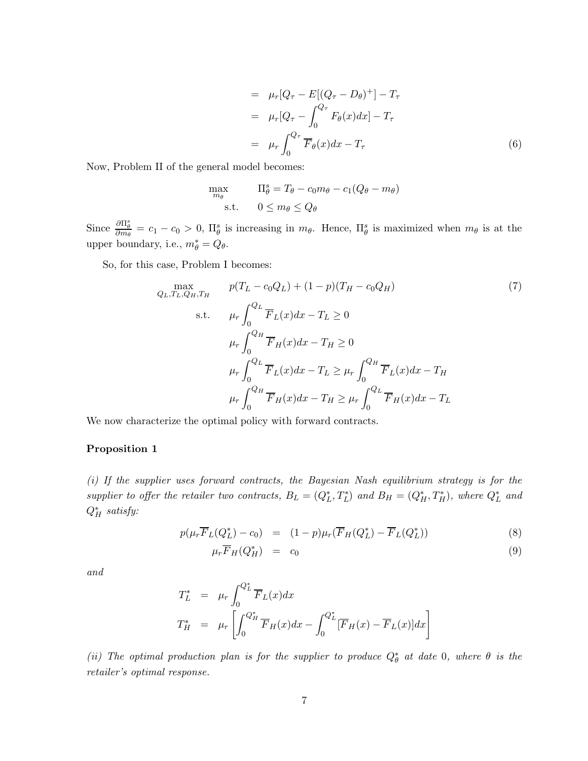$$
\begin{aligned}
&= \mu_r[Q_\tau - E[(Q_\tau - D_\theta)^+] - T_\tau \\
&= \mu_r[Q_\tau - \int_0^{Q_\tau} F_\theta(x)dx] - T_\tau \\
&= \mu_r \int_0^{Q_\tau} \overline{F}_\theta(x)dx - T_\tau
\end{aligned}
\tag{6}
$$

Now, Problem II of the general model becomes:

$$
\begin{aligned}
\max_{m_\theta} \quad & \Pi_\theta^s = T_\theta - c_0 m_\theta - c_1(Q_\theta - m_\theta) \\
\text{s.t.} \quad & 0 \leq m_\theta \leq Q_\theta
\end{aligned}
$$

Since $\frac{\partial \Pi_\theta^s}{\partial m_\theta} = c_1 - c_0 > 0$, $\Pi_\theta^s$ is increasing in $m_\theta$. Hence, $\Pi_\theta^s$ is maximized when $m_\theta$ is at the upper boundary, i.e., $m_\theta^* = Q_\theta$.

So, for this case, Problem I becomes:

$$
\begin{aligned}
\max_{Q_L, T_L, Q_H, T_H} \quad & p(T_L - c_0 Q_L) + (1-p)(T_H - c_0 Q_H) \qquad (7) \\
\text{s.t.} \quad & \mu_r \int_0^{Q_L} \overline{F}_L(x)dx - T_L \geq 0 \\
& \mu_r \int_0^{Q_H} \overline{F}_H(x)dx - T_H \geq 0 \\
& \mu_r \int_0^{Q_L} \overline{F}_L(x)dx - T_L \geq \mu_r \int_0^{Q_H} \overline{F}_L(x)dx - T_H \\
& \mu_r \int_0^{Q_H} \overline{F}_H(x)dx - T_H \geq \mu_r \int_0^{Q_L} \overline{F}_H(x)dx - T_L
\end{aligned}
$$

We now characterize the optimal policy with forward contracts.

**Proposition 1**

*(i) If the supplier uses forward contracts, the Bayesian Nash equilibrium strategy is for the supplier to offer the retailer two contracts, $B_L = (Q_L^*, T_L^*)$ and $B_H = (Q_H^*, T_H^*)$, where $Q_L^*$ and $Q_H^*$ satisfy:*

$$
\begin{aligned}
p(\mu_r \overline{F}_L(Q_L^*) - c_0) &= (1-p)\mu_r(\overline{F}_H(Q_L^*) - \overline{F}_L(Q_L^*)) \qquad (8) \\
\mu_r \overline{F}_H(Q_H^*) &= c_0 \qquad (9)
\end{aligned}
$$

*and*

$$
\begin{aligned}
T_L^* &= \mu_r \int_0^{Q_L^*} \overline{F}_L(x)dx \\
T_H^* &= \mu_r \left[ \int_0^{Q_H^*} \overline{F}_H(x)dx - \int_0^{Q_L^*} [\overline{F}_H(x) - \overline{F}_L(x)]dx \right]
\end{aligned}
$$

*(ii) The optimal production plan is for the supplier to produce $Q_\theta^*$ at date 0, where $\theta$ is the retailer's optimal response.*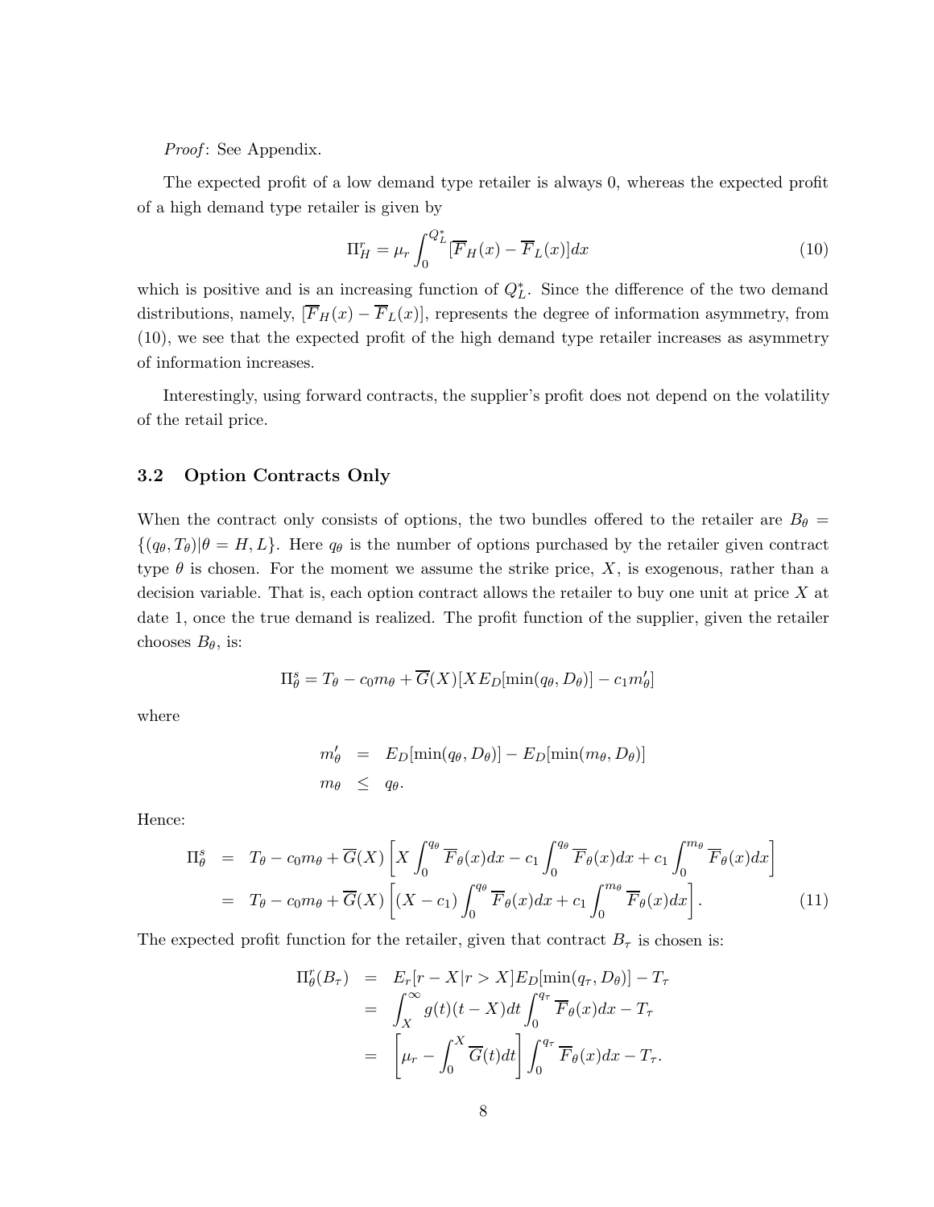*Proof*: See Appendix.

The expected profit of a low demand type retailer is always 0, whereas the expected profit of a high demand type retailer is given by

$$\Pi_H^r = \mu_r \int_0^{Q_L^*} [\overline{F}_H(x) - \overline{F}_L(x)]dx \tag{10}$$

which is positive and is an increasing function of $Q_L^*$. Since the difference of the two demand distributions, namely, $[\overline{F}_H(x) - \overline{F}_L(x)]$, represents the degree of information asymmetry, from (10), we see that the expected profit of the high demand type retailer increases as asymmetry of information increases.

Interestingly, using forward contracts, the supplier's profit does not depend on the volatility of the retail price.

### 3.2 Option Contracts Only

When the contract only consists of options, the two bundles offered to the retailer are $B_\theta = \{(q_\theta, T_\theta)|\theta = H, L\}$. Here $q_\theta$ is the number of options purchased by the retailer given contract type $\theta$ is chosen. For the moment we assume the strike price, $X$, is exogenous, rather than a decision variable. That is, each option contract allows the retailer to buy one unit at price $X$ at date 1, once the true demand is realized. The profit function of the supplier, given the retailer chooses $B_\theta$, is:

$$\Pi_\theta^s = T_\theta - c_0 m_\theta + \overline{G}(X)[X E_D[\min(q_\theta, D_\theta)] - c_1 m_\theta']$$

where

$$\begin{aligned} m_\theta' &= E_D[\min(q_\theta, D_\theta)] - E_D[\min(m_\theta, D_\theta)] \\ m_\theta &\leq q_\theta. \end{aligned}$$

Hence:

$$\begin{aligned} \Pi_\theta^s &= T_\theta - c_0 m_\theta + \overline{G}(X)\left[X \int_0^{q_\theta} \overline{F}_\theta(x)dx - c_1 \int_0^{q_\theta} \overline{F}_\theta(x)dx + c_1 \int_0^{m_\theta} \overline{F}_\theta(x)dx\right] \\ &= T_\theta - c_0 m_\theta + \overline{G}(X)\left[(X - c_1) \int_0^{q_\theta} \overline{F}_\theta(x)dx + c_1 \int_0^{m_\theta} \overline{F}_\theta(x)dx\right]. \end{aligned} \tag{11}$$

The expected profit function for the retailer, given that contract $B_\tau$ is chosen is:

$$\begin{aligned} \Pi_\theta^r(B_\tau) &= E_r[r - X|r > X]E_D[\min(q_\tau, D_\theta)] - T_\tau \\ &= \int_X^\infty g(t)(t - X)dt \int_0^{q_\tau} \overline{F}_\theta(x)dx - T_\tau \\ &= \left[\mu_r - \int_0^X \overline{G}(t)dt\right] \int_0^{q_\tau} \overline{F}_\theta(x)dx - T_\tau. \end{aligned}$$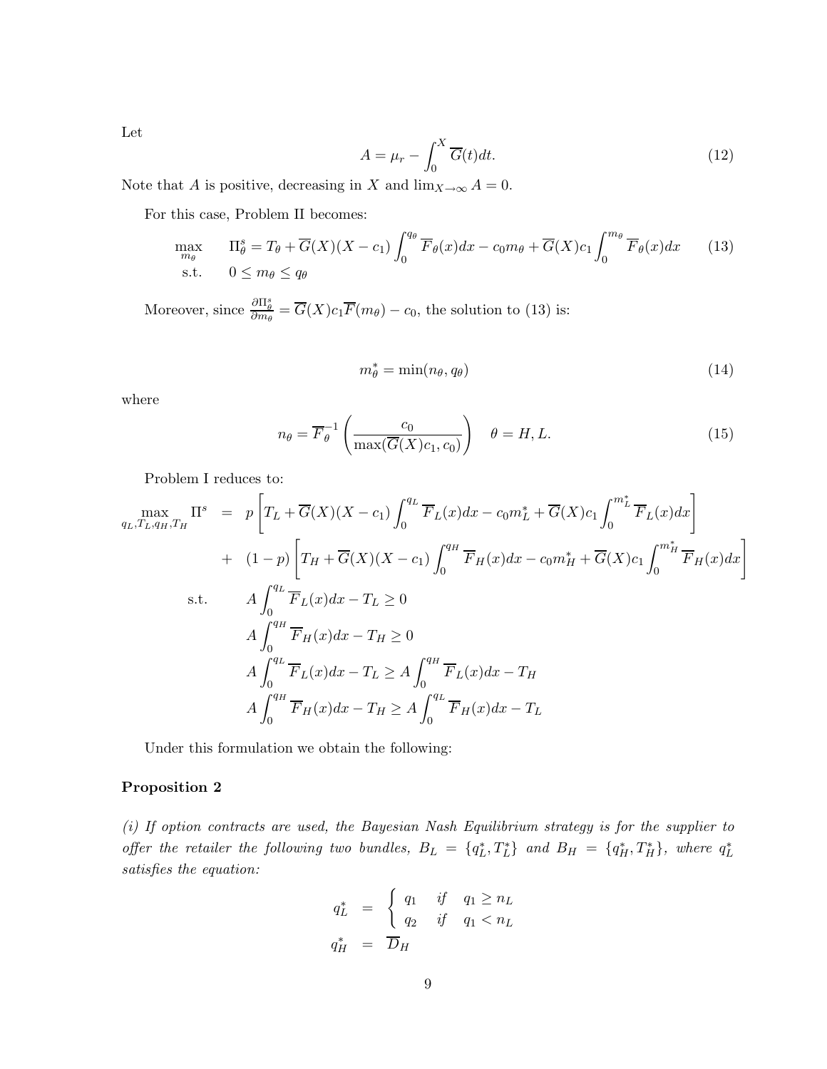Let

$$A = \mu_r - \int_0^X \overline{G}(t)dt. \tag{12}$$

Note that $A$ is positive, decreasing in $X$ and $\lim_{X\to\infty} A = 0$.

For this case, Problem II becomes:

$$\begin{aligned} \max_{m_\theta} \quad & \Pi_\theta^s = T_\theta + \overline{G}(X)(X - c_1)\int_0^{q_\theta} \overline{F}_\theta(x)dx - c_0 m_\theta + \overline{G}(X)c_1 \int_0^{m_\theta} \overline{F}_\theta(x)dx \\ \text{s.t.} \quad & 0 \le m_\theta \le q_\theta \end{aligned} \tag{13}$$

Moreover, since $\frac{\partial \Pi_\theta^s}{\partial m_\theta} = \overline{G}(X)c_1\overline{F}(m_\theta) - c_0$, the solution to (13) is:

$$m_\theta^* = \min(n_\theta, q_\theta) \tag{14}$$

where

$$n_\theta = \overline{F}_\theta^{-1}\left(\frac{c_0}{\max(\overline{G}(X)c_1, c_0)}\right) \quad \theta = H, L. \tag{15}$$

Problem I reduces to:

$$\begin{aligned} \max_{q_L,T_L,q_H,T_H} \Pi^s \;=\; & p\left[T_L + \overline{G}(X)(X - c_1)\int_0^{q_L} \overline{F}_L(x)dx - c_0 m_L^* + \overline{G}(X)c_1\int_0^{m_L^*} \overline{F}_L(x)dx\right] \\ + \; & (1-p)\left[T_H + \overline{G}(X)(X - c_1)\int_0^{q_H} \overline{F}_H(x)dx - c_0 m_H^* + \overline{G}(X)c_1\int_0^{m_H^*} \overline{F}_H(x)dx\right] \\ \text{s.t.} \quad & A\int_0^{q_L} \overline{F}_L(x)dx - T_L \ge 0 \\ & A\int_0^{q_H} \overline{F}_H(x)dx - T_H \ge 0 \\ & A\int_0^{q_L} \overline{F}_L(x)dx - T_L \ge A\int_0^{q_H} \overline{F}_L(x)dx - T_H \\ & A\int_0^{q_H} \overline{F}_H(x)dx - T_H \ge A\int_0^{q_L} \overline{F}_H(x)dx - T_L \end{aligned}$$

Under this formulation we obtain the following:

### Proposition 2

*(i) If option contracts are used, the Bayesian Nash Equilibrium strategy is for the supplier to offer the retailer the following two bundles, $B_L = \{q_L^*, T_L^*\}$ and $B_H = \{q_H^*, T_H^*\}$, where $q_L^*$ satisfies the equation:*

$$\begin{aligned} q_L^* &= \begin{cases} q_1 & \text{if} \quad q_1 \ge n_L \\ q_2 & \text{if} \quad q_1 < n_L \end{cases} \\ q_H^* &= \overline{D}_H \end{aligned}$$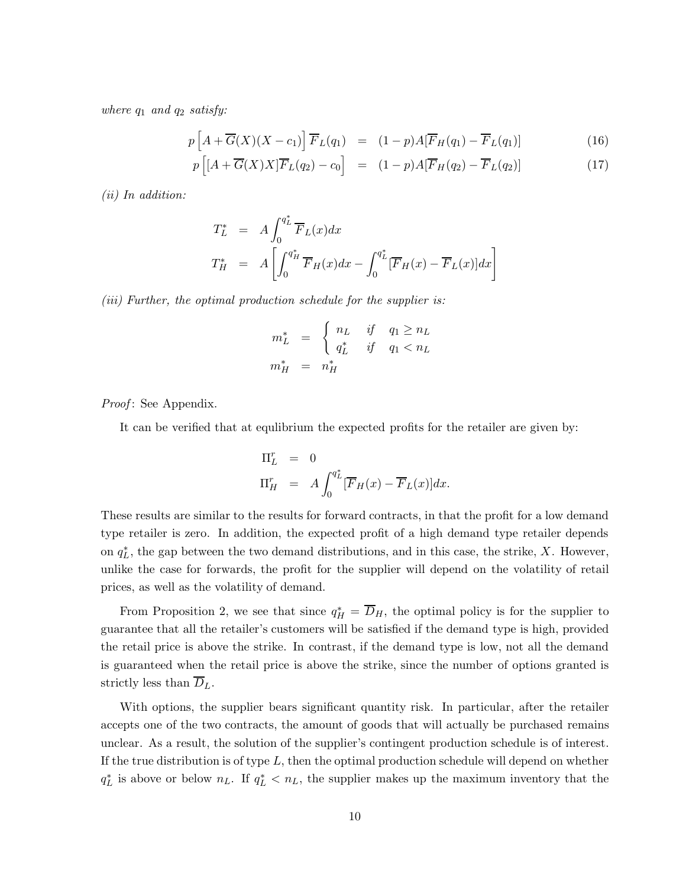*where* $q_1$ *and* $q_2$ *satisfy:*

$$p\left[A+\overline{G}(X)(X-c_1)\right]\overline{F}_L(q_1) = (1-p)A[\overline{F}_H(q_1)-\overline{F}_L(q_1)] \tag{16}$$

$$p\left[[A+\overline{G}(X)X]\overline{F}_L(q_2)-c_0\right] = (1-p)A[\overline{F}_H(q_2)-\overline{F}_L(q_2)] \tag{17}$$

*(ii) In addition:*

$$T_L^* = A\int_0^{q_L^*}\overline{F}_L(x)dx$$

$$T_H^* = A\left[\int_0^{q_H^*}\overline{F}_H(x)dx-\int_0^{q_L^*}[\overline{F}_H(x)-\overline{F}_L(x)]dx\right]$$

*(iii) Further, the optimal production schedule for the supplier is:*

$$m_L^* = \begin{cases} n_L & \text{if} \quad q_1 \geq n_L \\ q_L^* & \text{if} \quad q_1 < n_L \end{cases}$$

$$m_H^* = n_H^*$$

*Proof*: See Appendix.

It can be verified that at equlibrium the expected profits for the retailer are given by:

$$\Pi_L^r = 0$$

$$\Pi_H^r = A\int_0^{q_L^*}[\overline{F}_H(x)-\overline{F}_L(x)]dx.$$

These results are similar to the results for forward contracts, in that the profit for a low demand type retailer is zero. In addition, the expected profit of a high demand type retailer depends on $q_L^*$, the gap between the two demand distributions, and in this case, the strike, $X$. However, unlike the case for forwards, the profit for the supplier will depend on the volatility of retail prices, as well as the volatility of demand.

From Proposition 2, we see that since $q_H^* = \overline{D}_H$, the optimal policy is for the supplier to guarantee that all the retailer's customers will be satisfied if the demand type is high, provided the retail price is above the strike. In contrast, if the demand type is low, not all the demand is guaranteed when the retail price is above the strike, since the number of options granted is strictly less than $\overline{D}_L$.

With options, the supplier bears significant quantity risk. In particular, after the retailer accepts one of the two contracts, the amount of goods that will actually be purchased remains unclear. As a result, the solution of the supplier's contingent production schedule is of interest. If the true distribution is of type $L$, then the optimal production schedule will depend on whether $q_L^*$ is above or below $n_L$. If $q_L^* < n_L$, the supplier makes up the maximum inventory that the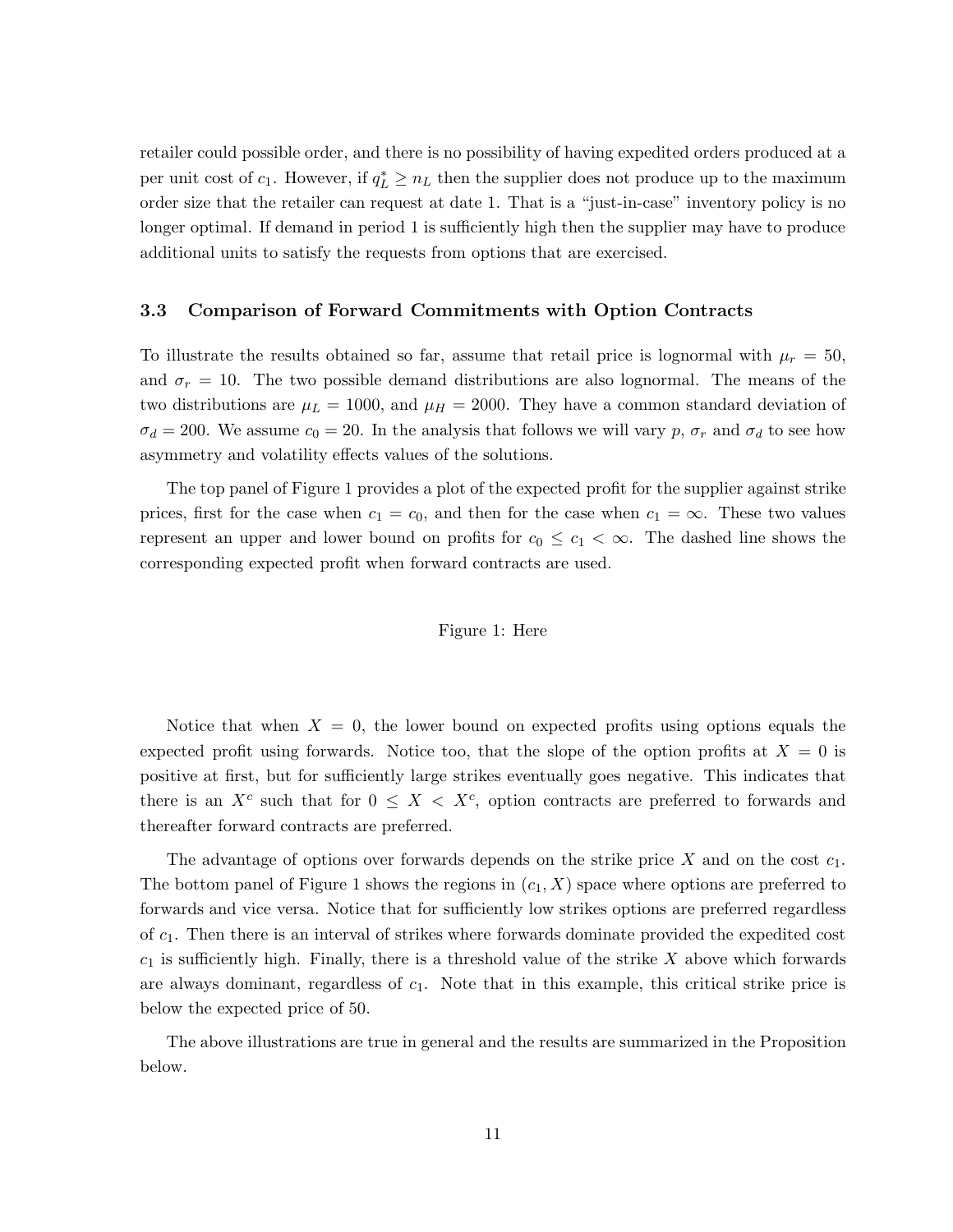retailer could possible order, and there is no possibility of having expedited orders produced at a per unit cost of $c_1$. However, if $q_L^* \geq n_L$ then the supplier does not produce up to the maximum order size that the retailer can request at date 1. That is a "just-in-case" inventory policy is no longer optimal. If demand in period 1 is sufficiently high then the supplier may have to produce additional units to satisfy the requests from options that are exercised.

### 3.3 Comparison of Forward Commitments with Option Contracts

To illustrate the results obtained so far, assume that retail price is lognormal with $\mu_r = 50$, and $\sigma_r = 10$. The two possible demand distributions are also lognormal. The means of the two distributions are $\mu_L = 1000$, and $\mu_H = 2000$. They have a common standard deviation of $\sigma_d = 200$. We assume $c_0 = 20$. In the analysis that follows we will vary $p$, $\sigma_r$ and $\sigma_d$ to see how asymmetry and volatility effects values of the solutions.

The top panel of Figure 1 provides a plot of the expected profit for the supplier against strike prices, first for the case when $c_1 = c_0$, and then for the case when $c_1 = \infty$. These two values represent an upper and lower bound on profits for $c_0 \leq c_1 < \infty$. The dashed line shows the corresponding expected profit when forward contracts are used.

Figure 1: Here

Notice that when $X = 0$, the lower bound on expected profits using options equals the expected profit using forwards. Notice too, that the slope of the option profits at $X = 0$ is positive at first, but for sufficiently large strikes eventually goes negative. This indicates that there is an $X^c$ such that for $0 \leq X < X^c$, option contracts are preferred to forwards and thereafter forward contracts are preferred.

The advantage of options over forwards depends on the strike price $X$ and on the cost $c_1$. The bottom panel of Figure 1 shows the regions in $(c_1, X)$ space where options are preferred to forwards and vice versa. Notice that for sufficiently low strikes options are preferred regardless of $c_1$. Then there is an interval of strikes where forwards dominate provided the expedited cost $c_1$ is sufficiently high. Finally, there is a threshold value of the strike $X$ above which forwards are always dominant, regardless of $c_1$. Note that in this example, this critical strike price is below the expected price of 50.

The above illustrations are true in general and the results are summarized in the Proposition below.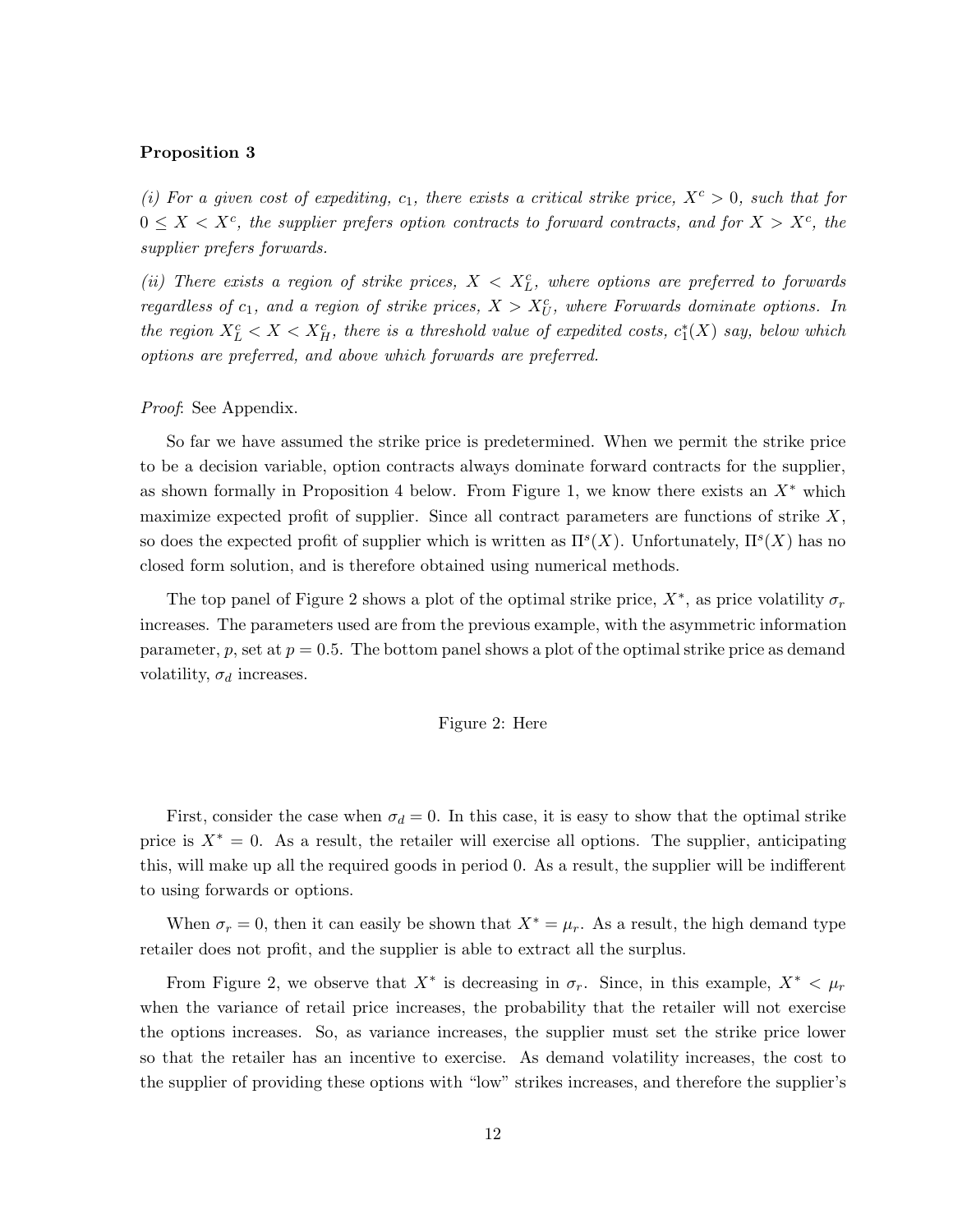**Proposition 3**

*(i) For a given cost of expediting, $c_1$, there exists a critical strike price, $X^c > 0$, such that for $0 \leq X < X^c$, the supplier prefers option contracts to forward contracts, and for $X > X^c$, the supplier prefers forwards.*

*(ii) There exists a region of strike prices, $X < X_L^c$, where options are preferred to forwards regardless of $c_1$, and a region of strike prices, $X > X_U^c$, where Forwards dominate options. In the region $X_L^c < X < X_H^c$, there is a threshold value of expedited costs, $c_1^*(X)$ say, below which options are preferred, and above which forwards are preferred.*

*Proof*: See Appendix.

So far we have assumed the strike price is predetermined. When we permit the strike price to be a decision variable, option contracts always dominate forward contracts for the supplier, as shown formally in Proposition 4 below. From Figure 1, we know there exists an $X^*$ which maximize expected profit of supplier. Since all contract parameters are functions of strike $X$, so does the expected profit of supplier which is written as $\Pi^s(X)$. Unfortunately, $\Pi^s(X)$ has no closed form solution, and is therefore obtained using numerical methods.

The top panel of Figure 2 shows a plot of the optimal strike price, $X^*$, as price volatility $\sigma_r$ increases. The parameters used are from the previous example, with the asymmetric information parameter, $p$, set at $p = 0.5$. The bottom panel shows a plot of the optimal strike price as demand volatility, $\sigma_d$ increases.

Figure 2: Here

First, consider the case when $\sigma_d = 0$. In this case, it is easy to show that the optimal strike price is $X^* = 0$. As a result, the retailer will exercise all options. The supplier, anticipating this, will make up all the required goods in period 0. As a result, the supplier will be indifferent to using forwards or options.

When $\sigma_r = 0$, then it can easily be shown that $X^* = \mu_r$. As a result, the high demand type retailer does not profit, and the supplier is able to extract all the surplus.

From Figure 2, we observe that $X^*$ is decreasing in $\sigma_r$. Since, in this example, $X^* < \mu_r$ when the variance of retail price increases, the probability that the retailer will not exercise the options increases. So, as variance increases, the supplier must set the strike price lower so that the retailer has an incentive to exercise. As demand volatility increases, the cost to the supplier of providing these options with "low" strikes increases, and therefore the supplier's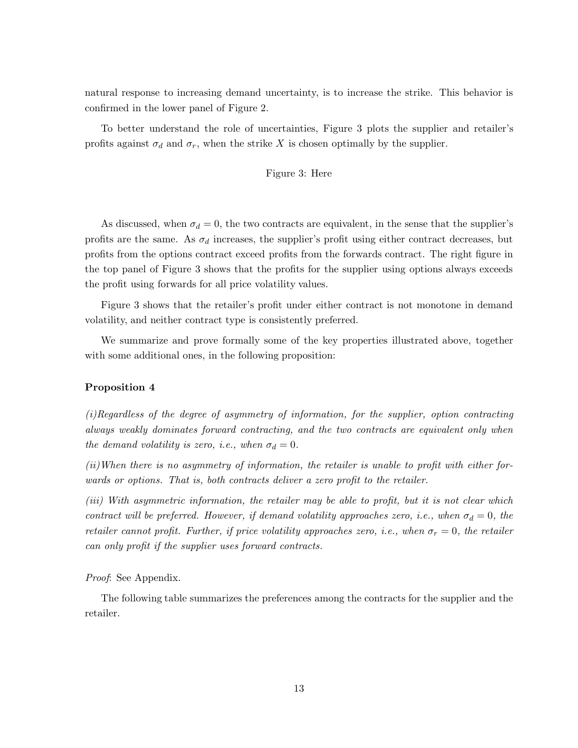natural response to increasing demand uncertainty, is to increase the strike. This behavior is confirmed in the lower panel of Figure 2.

To better understand the role of uncertainties, Figure 3 plots the supplier and retailer's profits against $\sigma_d$ and $\sigma_r$, when the strike $X$ is chosen optimally by the supplier.

Figure 3: Here

As discussed, when $\sigma_d = 0$, the two contracts are equivalent, in the sense that the supplier's profits are the same. As $\sigma_d$ increases, the supplier's profit using either contract decreases, but profits from the options contract exceed profits from the forwards contract. The right figure in the top panel of Figure 3 shows that the profits for the supplier using options always exceeds the profit using forwards for all price volatility values.

Figure 3 shows that the retailer's profit under either contract is not monotone in demand volatility, and neither contract type is consistently preferred.

We summarize and prove formally some of the key properties illustrated above, together with some additional ones, in the following proposition:

**Proposition 4**

*(i)Regardless of the degree of asymmetry of information, for the supplier, option contracting always weakly dominates forward contracting, and the two contracts are equivalent only when the demand volatility is zero, i.e., when $\sigma_d = 0$.*

*(ii)When there is no asymmetry of information, the retailer is unable to profit with either forwards or options. That is, both contracts deliver a zero profit to the retailer.*

*(iii) With asymmetric information, the retailer may be able to profit, but it is not clear which contract will be preferred. However, if demand volatility approaches zero, i.e., when $\sigma_d = 0$, the retailer cannot profit. Further, if price volatility approaches zero, i.e., when $\sigma_r = 0$, the retailer can only profit if the supplier uses forward contracts.*

*Proof*: See Appendix.

The following table summarizes the preferences among the contracts for the supplier and the retailer.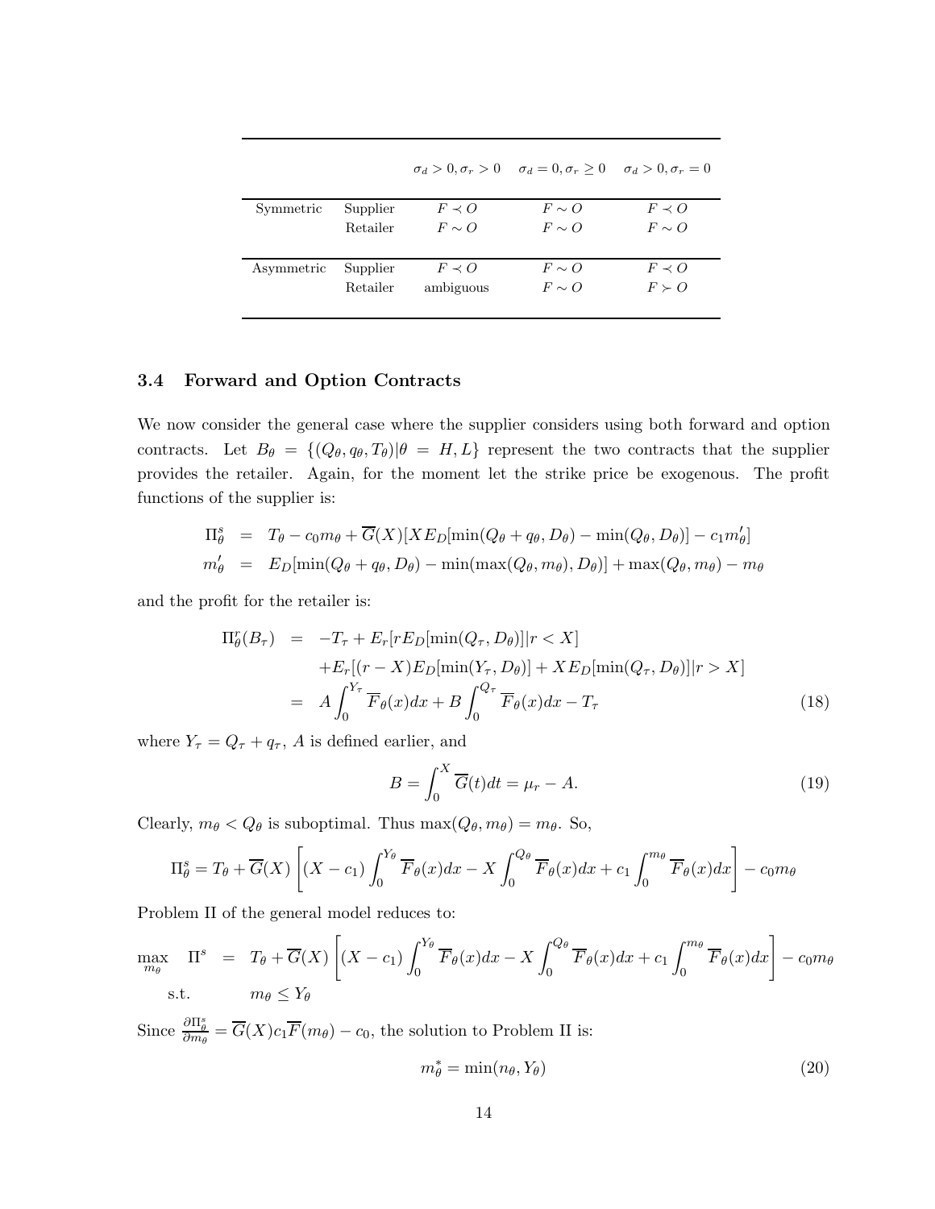| | | $\sigma_d > 0, \sigma_r > 0$ | $\sigma_d = 0, \sigma_r \geq 0$ | $\sigma_d > 0, \sigma_r = 0$ |
|---|---|---|---|---|
| Symmetric | Supplier | $F \prec O$ | $F \sim O$ | $F \prec O$ |
| | Retailer | $F \sim O$ | $F \sim O$ | $F \sim O$ |
| Asymmetric | Supplier | $F \prec O$ | $F \sim O$ | $F \prec O$ |
| | Retailer | ambiguous | $F \sim O$ | $F \succ O$ |

### 3.4 Forward and Option Contracts

We now consider the general case where the supplier considers using both forward and option contracts. Let $B_\theta = \{(Q_\theta, q_\theta, T_\theta) | \theta = H, L\}$ represent the two contracts that the supplier provides the retailer. Again, for the moment let the strike price be exogenous. The profit functions of the supplier is:

$$
\begin{aligned}
\Pi_\theta^s &= T_\theta - c_0 m_\theta + \overline{G}(X)[X E_D[\min(Q_\theta + q_\theta, D_\theta) - \min(Q_\theta, D_\theta)] - c_1 m'_\theta] \\
m'_\theta &= E_D[\min(Q_\theta + q_\theta, D_\theta) - \min(\max(Q_\theta, m_\theta), D_\theta)] + \max(Q_\theta, m_\theta) - m_\theta
\end{aligned}
$$

and the profit for the retailer is:

$$
\begin{aligned}
\Pi_\theta^r(B_\tau) &= -T_\tau + E_r[r E_D[\min(Q_\tau, D_\theta)] | r < X] \\
&\quad + E_r[(r - X) E_D[\min(Y_\tau, D_\theta)] + X E_D[\min(Q_\tau, D_\theta)] | r > X] \\
&= A \int_0^{Y_\tau} \overline{F}_\theta(x) dx + B \int_0^{Q_\tau} \overline{F}_\theta(x) dx - T_\tau
\end{aligned} \tag{18}
$$

where $Y_\tau = Q_\tau + q_\tau$, $A$ is defined earlier, and

$$
B = \int_0^X \overline{G}(t) dt = \mu_r - A. \tag{19}
$$

Clearly, $m_\theta < Q_\theta$ is suboptimal. Thus $\max(Q_\theta, m_\theta) = m_\theta$. So,

$$
\Pi_\theta^s = T_\theta + \overline{G}(X) \left[ (X - c_1) \int_0^{Y_\theta} \overline{F}_\theta(x) dx - X \int_0^{Q_\theta} \overline{F}_\theta(x) dx + c_1 \int_0^{m_\theta} \overline{F}_\theta(x) dx \right] - c_0 m_\theta
$$

Problem II of the general model reduces to:

$$
\begin{aligned}
\max_{m_\theta} \quad \Pi^s &= T_\theta + \overline{G}(X) \left[ (X - c_1) \int_0^{Y_\theta} \overline{F}_\theta(x) dx - X \int_0^{Q_\theta} \overline{F}_\theta(x) dx + c_1 \int_0^{m_\theta} \overline{F}_\theta(x) dx \right] - c_0 m_\theta \\
\text{s.t.} \quad & m_\theta \leq Y_\theta
\end{aligned}
$$

Since $\frac{\partial \Pi_\theta^s}{\partial m_\theta} = \overline{G}(X) c_1 \overline{F}(m_\theta) - c_0$, the solution to Problem II is:

$$
m_\theta^* = \min(n_\theta, Y_\theta) \tag{20}
$$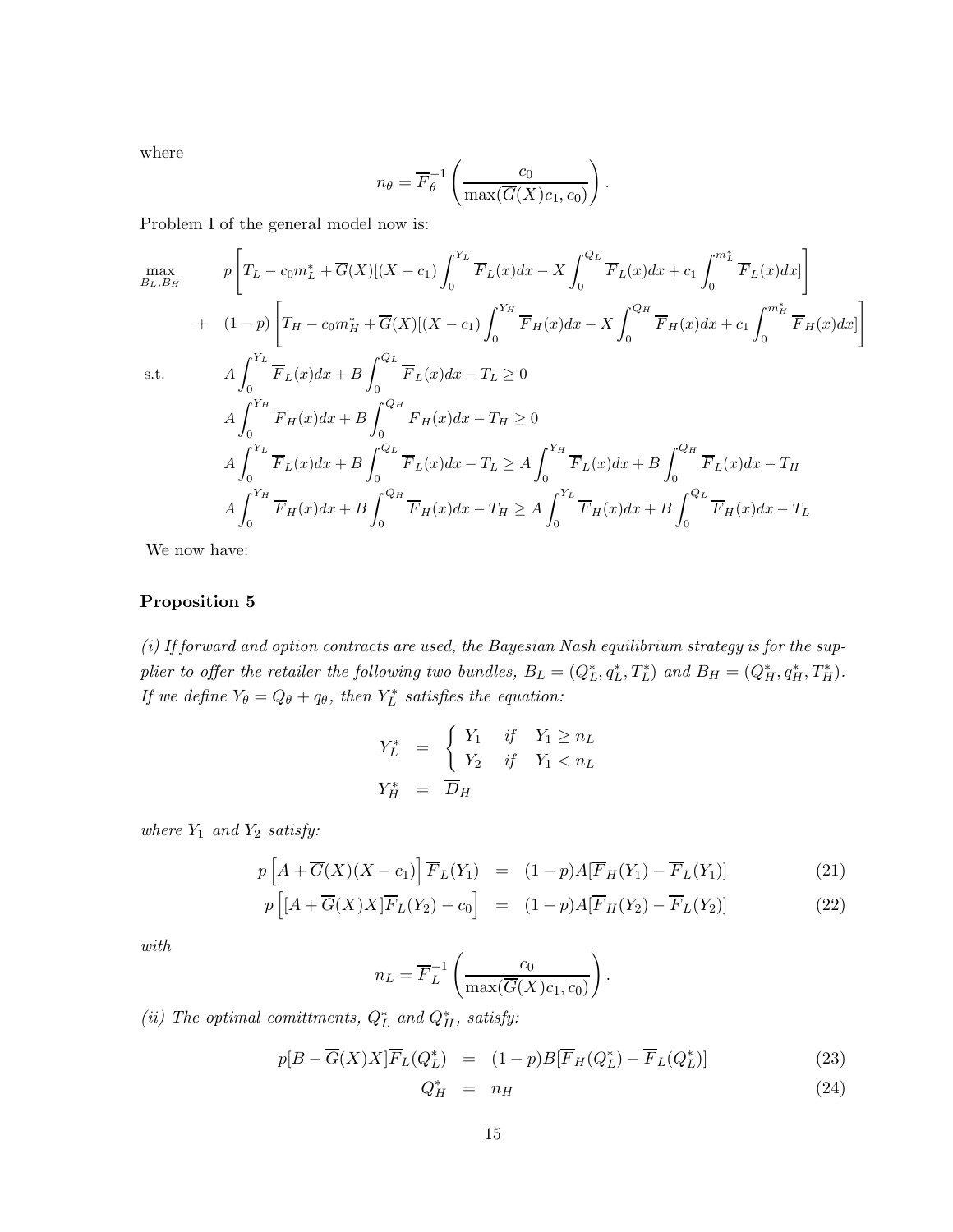where

$$n_\theta = \overline{F}_\theta^{-1}\left(\frac{c_0}{\max(\overline{G}(X)c_1, c_0)}\right).$$

Problem I of the general model now is:

$$\begin{aligned}
\max_{B_L, B_H} \quad & p\left[T_L - c_0 m_L^* + \overline{G}(X)[(X - c_1)\int_0^{Y_L}\overline{F}_L(x)dx - X\int_0^{Q_L}\overline{F}_L(x)dx + c_1\int_0^{m_L^*}\overline{F}_L(x)dx]\right] \\
+ \quad & (1-p)\left[T_H - c_0 m_H^* + \overline{G}(X)[(X - c_1)\int_0^{Y_H}\overline{F}_H(x)dx - X\int_0^{Q_H}\overline{F}_H(x)dx + c_1\int_0^{m_H^*}\overline{F}_H(x)dx]\right] \\
\text{s.t.} \quad & A\int_0^{Y_L}\overline{F}_L(x)dx + B\int_0^{Q_L}\overline{F}_L(x)dx - T_L \geq 0 \\
& A\int_0^{Y_H}\overline{F}_H(x)dx + B\int_0^{Q_H}\overline{F}_H(x)dx - T_H \geq 0 \\
& A\int_0^{Y_L}\overline{F}_L(x)dx + B\int_0^{Q_L}\overline{F}_L(x)dx - T_L \geq A\int_0^{Y_H}\overline{F}_L(x)dx + B\int_0^{Q_H}\overline{F}_L(x)dx - T_H \\
& A\int_0^{Y_H}\overline{F}_H(x)dx + B\int_0^{Q_H}\overline{F}_H(x)dx - T_H \geq A\int_0^{Y_L}\overline{F}_H(x)dx + B\int_0^{Q_L}\overline{F}_H(x)dx - T_L
\end{aligned}$$

We now have:

**Proposition 5**

*(i) If forward and option contracts are used, the Bayesian Nash equilibrium strategy is for the supplier to offer the retailer the following two bundles, $B_L = (Q_L^*, q_L^*, T_L^*)$ and $B_H = (Q_H^*, q_H^*, T_H^*)$. If we define $Y_\theta = Q_\theta + q_\theta$, then $Y_L^*$ satisfies the equation:*

$$\begin{aligned}
Y_L^* &= \begin{cases} Y_1 & \text{if} \quad Y_1 \geq n_L \\ Y_2 & \text{if} \quad Y_1 < n_L \end{cases} \\
Y_H^* &= \overline{D}_H
\end{aligned}$$

*where $Y_1$ and $Y_2$ satisfy:*

$$p\left[A + \overline{G}(X)(X - c_1)\right]\overline{F}_L(Y_1) = (1-p)A[\overline{F}_H(Y_1) - \overline{F}_L(Y_1)] \tag{21}$$

$$p\left[[A + \overline{G}(X)X]\overline{F}_L(Y_2) - c_0\right] = (1-p)A[\overline{F}_H(Y_2) - \overline{F}_L(Y_2)] \tag{22}$$

*with*

$$n_L = \overline{F}_L^{-1}\left(\frac{c_0}{\max(\overline{G}(X)c_1, c_0)}\right).$$

*(ii) The optimal comittments, $Q_L^*$ and $Q_H^*$, satisfy:*

$$p[B - \overline{G}(X)X]\overline{F}_L(Q_L^*) = (1-p)B[\overline{F}_H(Q_L^*) - \overline{F}_L(Q_L^*)] \tag{23}$$

$$Q_H^* = n_H \tag{24}$$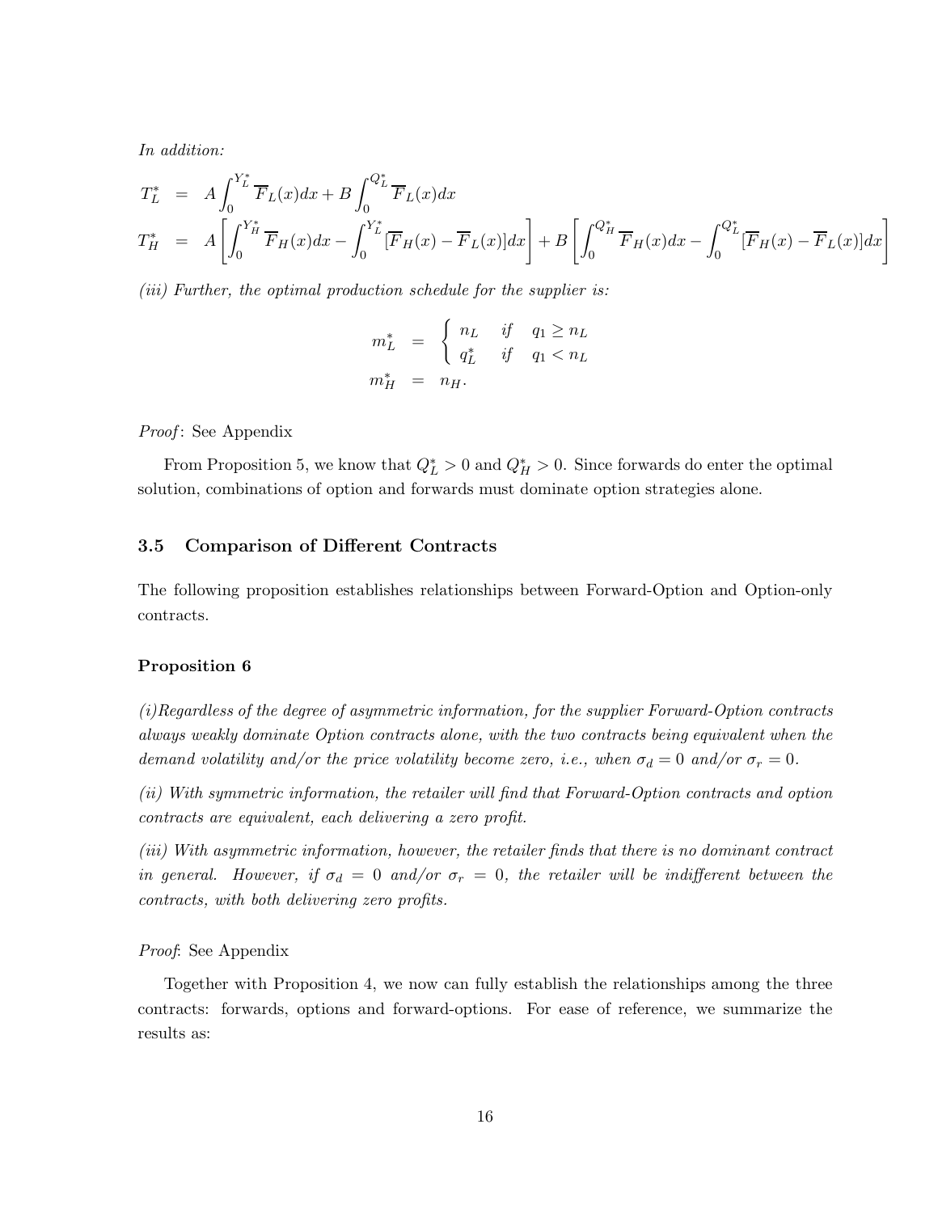*In addition:*

$$
\begin{aligned}
T_L^* &= A\int_0^{Y_L^*} \overline{F}_L(x)dx + B\int_0^{Q_L^*} \overline{F}_L(x)dx \\
T_H^* &= A\left[\int_0^{Y_H^*} \overline{F}_H(x)dx - \int_0^{Y_L^*} [\overline{F}_H(x) - \overline{F}_L(x)]dx\right] + B\left[\int_0^{Q_H^*} \overline{F}_H(x)dx - \int_0^{Q_L^*} [\overline{F}_H(x) - \overline{F}_L(x)]dx\right]
\end{aligned}
$$

*(iii) Further, the optimal production schedule for the supplier is:*

$$
\begin{aligned}
m_L^* &= \begin{cases} n_L & \text{if} \quad q_1 \geq n_L \\ q_L^* & \text{if} \quad q_1 < n_L \end{cases} \\
m_H^* &= n_H.
\end{aligned}
$$

*Proof*: See Appendix

From Proposition 5, we know that $Q_L^* > 0$ and $Q_H^* > 0$. Since forwards do enter the optimal solution, combinations of option and forwards must dominate option strategies alone.

### 3.5 Comparison of Different Contracts

The following proposition establishes relationships between Forward-Option and Option-only contracts.

**Proposition 6**

*(i)Regardless of the degree of asymmetric information, for the supplier Forward-Option contracts always weakly dominate Option contracts alone, with the two contracts being equivalent when the demand volatility and/or the price volatility become zero, i.e., when $\sigma_d = 0$ and/or $\sigma_r = 0$.*

*(ii) With symmetric information, the retailer will find that Forward-Option contracts and option contracts are equivalent, each delivering a zero profit.*

*(iii) With asymmetric information, however, the retailer finds that there is no dominant contract in general. However, if $\sigma_d = 0$ and/or $\sigma_r = 0$, the retailer will be indifferent between the contracts, with both delivering zero profits.*

*Proof*: See Appendix

Together with Proposition 4, we now can fully establish the relationships among the three contracts: forwards, options and forward-options. For ease of reference, we summarize the results as: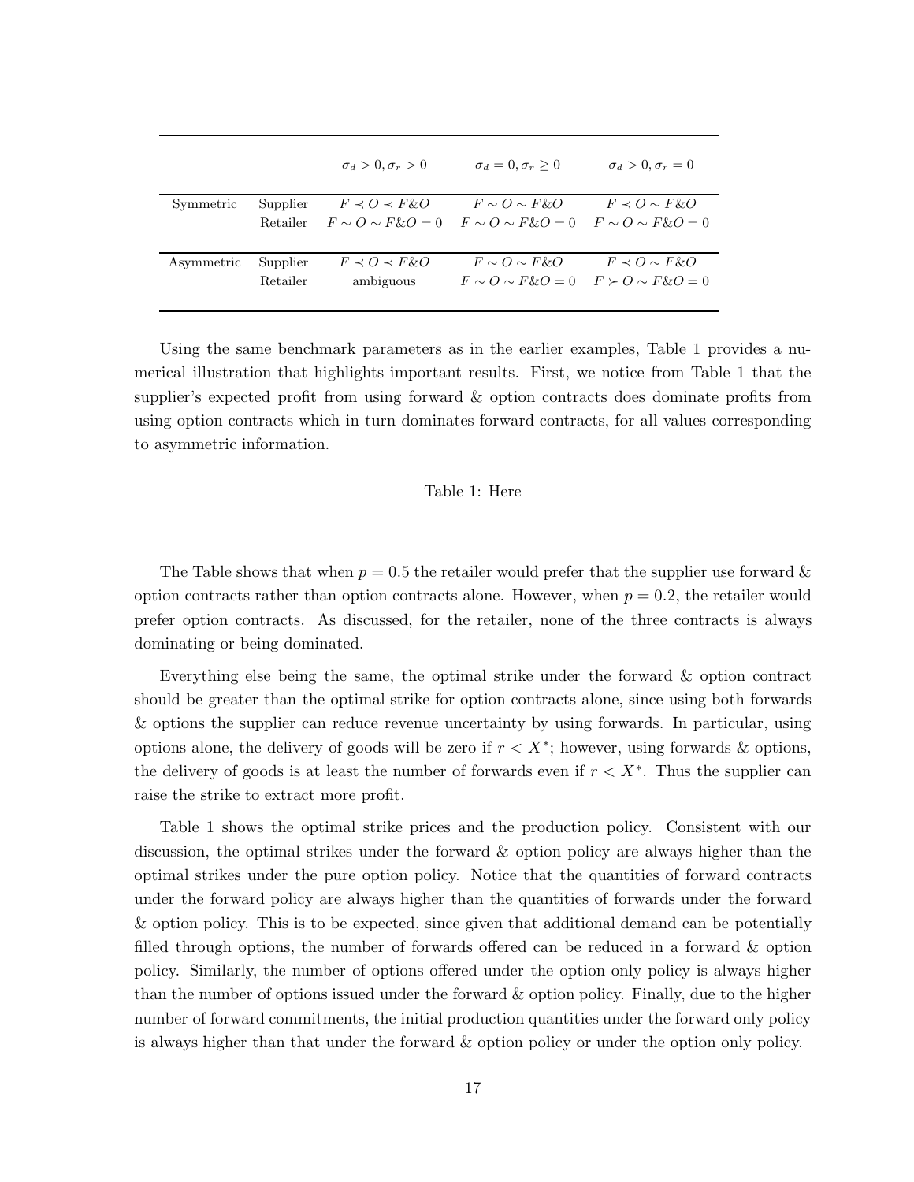| | | $\sigma_d > 0, \sigma_r > 0$ | $\sigma_d = 0, \sigma_r \geq 0$ | $\sigma_d > 0, \sigma_r = 0$ |
|---|---|---|---|---|
| Symmetric | Supplier | $F \prec O \prec F\&O$ | $F \sim O \sim F\&O$ | $F \prec O \sim F\&O$ |
| | Retailer | $F \sim O \sim F\&O = 0$ | $F \sim O \sim F\&O = 0$ | $F \sim O \sim F\&O = 0$ |
| Asymmetric | Supplier | $F \prec O \prec F\&O$ | $F \sim O \sim F\&O$ | $F \prec O \sim F\&O$ |
| | Retailer | ambiguous | $F \sim O \sim F\&O = 0$ | $F \succ O \sim F\&O = 0$ |

Using the same benchmark parameters as in the earlier examples, Table 1 provides a numerical illustration that highlights important results. First, we notice from Table 1 that the supplier's expected profit from using forward & option contracts does dominate profits from using option contracts which in turn dominates forward contracts, for all values corresponding to asymmetric information.

Table 1: Here

The Table shows that when $p = 0.5$ the retailer would prefer that the supplier use forward & option contracts rather than option contracts alone. However, when $p = 0.2$, the retailer would prefer option contracts. As discussed, for the retailer, none of the three contracts is always dominating or being dominated.

Everything else being the same, the optimal strike under the forward & option contract should be greater than the optimal strike for option contracts alone, since using both forwards & options the supplier can reduce revenue uncertainty by using forwards. In particular, using options alone, the delivery of goods will be zero if $r < X^*$; however, using forwards & options, the delivery of goods is at least the number of forwards even if $r < X^*$. Thus the supplier can raise the strike to extract more profit.

Table 1 shows the optimal strike prices and the production policy. Consistent with our discussion, the optimal strikes under the forward & option policy are always higher than the optimal strikes under the pure option policy. Notice that the quantities of forward contracts under the forward policy are always higher than the quantities of forwards under the forward & option policy. This is to be expected, since given that additional demand can be potentially filled through options, the number of forwards offered can be reduced in a forward & option policy. Similarly, the number of options offered under the option only policy is always higher than the number of options issued under the forward & option policy. Finally, due to the higher number of forward commitments, the initial production quantities under the forward only policy is always higher than that under the forward & option policy or under the option only policy.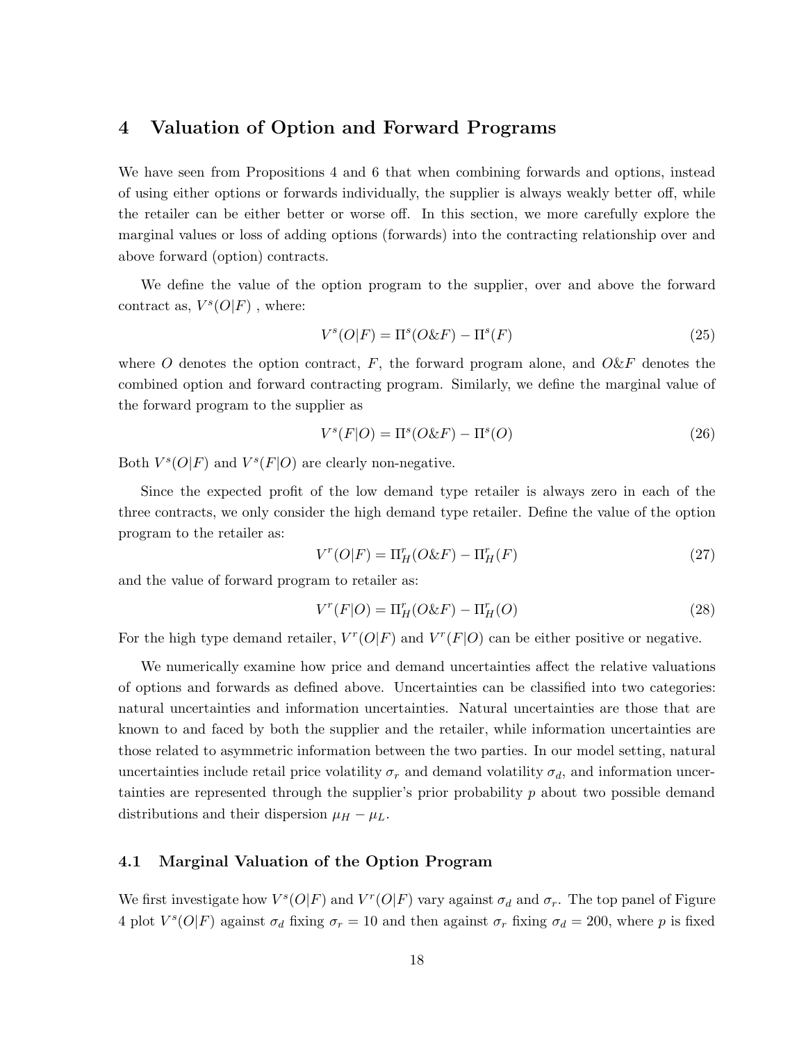## 4 Valuation of Option and Forward Programs

We have seen from Propositions 4 and 6 that when combining forwards and options, instead of using either options or forwards individually, the supplier is always weakly better off, while the retailer can be either better or worse off. In this section, we more carefully explore the marginal values or loss of adding options (forwards) into the contracting relationship over and above forward (option) contracts.

We define the value of the option program to the supplier, over and above the forward contract as, $V^s(O|F)$ , where:

$$V^s(O|F) = \Pi^s(O\&F) - \Pi^s(F) \tag{25}$$

where $O$ denotes the option contract, $F$, the forward program alone, and $O\&F$ denotes the combined option and forward contracting program. Similarly, we define the marginal value of the forward program to the supplier as

$$V^s(F|O) = \Pi^s(O\&F) - \Pi^s(O) \tag{26}$$

Both $V^s(O|F)$ and $V^s(F|O)$ are clearly non-negative.

Since the expected profit of the low demand type retailer is always zero in each of the three contracts, we only consider the high demand type retailer. Define the value of the option program to the retailer as:

$$V^r(O|F) = \Pi^r_H(O\&F) - \Pi^r_H(F) \tag{27}$$

and the value of forward program to retailer as:

$$V^r(F|O) = \Pi^r_H(O\&F) - \Pi^r_H(O) \tag{28}$$

For the high type demand retailer, $V^r(O|F)$ and $V^r(F|O)$ can be either positive or negative.

We numerically examine how price and demand uncertainties affect the relative valuations of options and forwards as defined above. Uncertainties can be classified into two categories: natural uncertainties and information uncertainties. Natural uncertainties are those that are known to and faced by both the supplier and the retailer, while information uncertainties are those related to asymmetric information between the two parties. In our model setting, natural uncertainties include retail price volatility $\sigma_r$ and demand volatility $\sigma_d$, and information uncertainties are represented through the supplier's prior probability $p$ about two possible demand distributions and their dispersion $\mu_H - \mu_L$.

### 4.1 Marginal Valuation of the Option Program

We first investigate how $V^s(O|F)$ and $V^r(O|F)$ vary against $\sigma_d$ and $\sigma_r$. The top panel of Figure 4 plot $V^s(O|F)$ against $\sigma_d$ fixing $\sigma_r = 10$ and then against $\sigma_r$ fixing $\sigma_d = 200$, where $p$ is fixed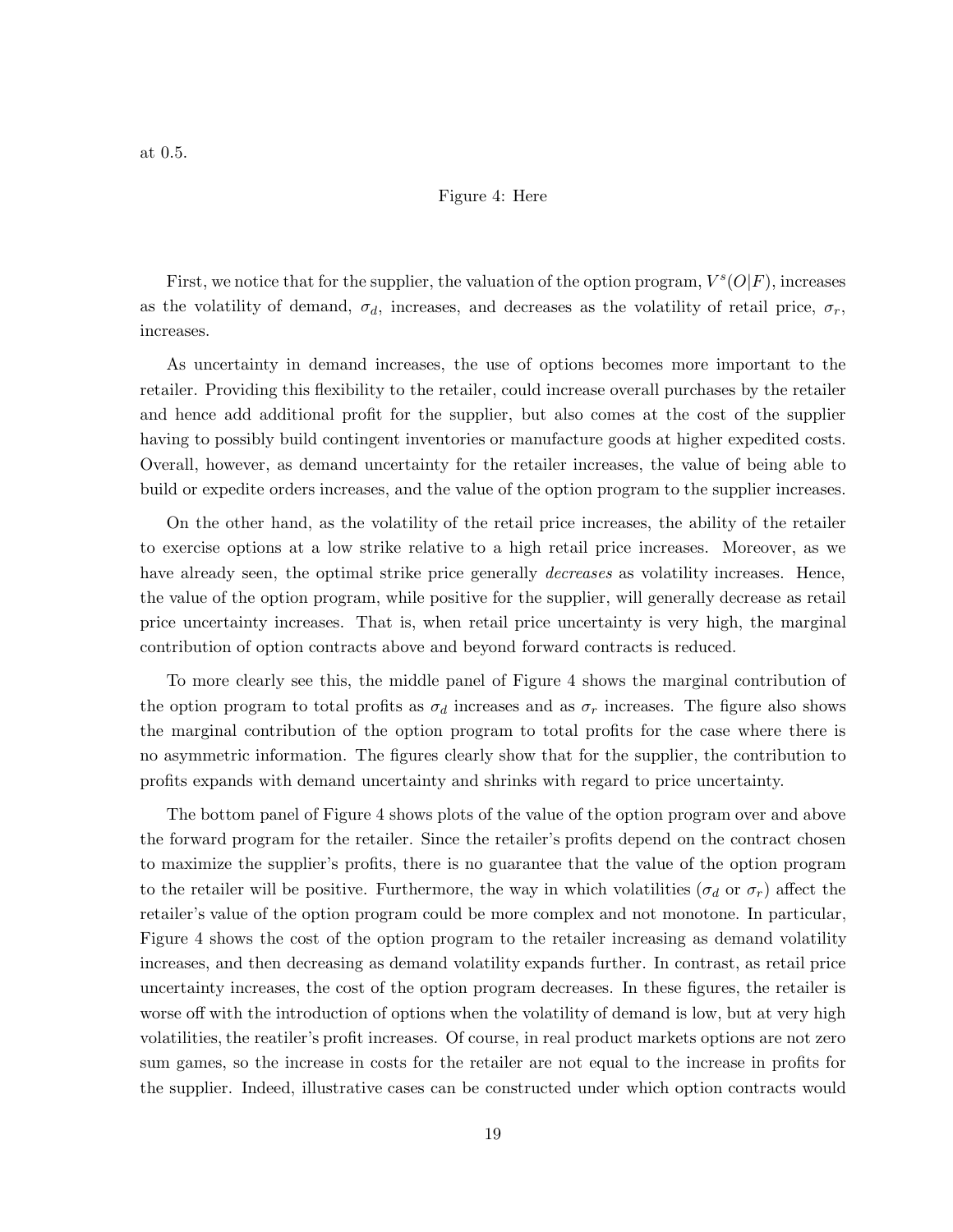at 0.5.

Figure 4: Here

First, we notice that for the supplier, the valuation of the option program, $V^s(O|F)$, increases as the volatility of demand, $\sigma_d$, increases, and decreases as the volatility of retail price, $\sigma_r$, increases.

As uncertainty in demand increases, the use of options becomes more important to the retailer. Providing this flexibility to the retailer, could increase overall purchases by the retailer and hence add additional profit for the supplier, but also comes at the cost of the supplier having to possibly build contingent inventories or manufacture goods at higher expedited costs. Overall, however, as demand uncertainty for the retailer increases, the value of being able to build or expedite orders increases, and the value of the option program to the supplier increases.

On the other hand, as the volatility of the retail price increases, the ability of the retailer to exercise options at a low strike relative to a high retail price increases. Moreover, as we have already seen, the optimal strike price generally *decreases* as volatility increases. Hence, the value of the option program, while positive for the supplier, will generally decrease as retail price uncertainty increases. That is, when retail price uncertainty is very high, the marginal contribution of option contracts above and beyond forward contracts is reduced.

To more clearly see this, the middle panel of Figure 4 shows the marginal contribution of the option program to total profits as $\sigma_d$ increases and as $\sigma_r$ increases. The figure also shows the marginal contribution of the option program to total profits for the case where there is no asymmetric information. The figures clearly show that for the supplier, the contribution to profits expands with demand uncertainty and shrinks with regard to price uncertainty.

The bottom panel of Figure 4 shows plots of the value of the option program over and above the forward program for the retailer. Since the retailer's profits depend on the contract chosen to maximize the supplier's profits, there is no guarantee that the value of the option program to the retailer will be positive. Furthermore, the way in which volatilities ($\sigma_d$ or $\sigma_r$) affect the retailer's value of the option program could be more complex and not monotone. In particular, Figure 4 shows the cost of the option program to the retailer increasing as demand volatility increases, and then decreasing as demand volatility expands further. In contrast, as retail price uncertainty increases, the cost of the option program decreases. In these figures, the retailer is worse off with the introduction of options when the volatility of demand is low, but at very high volatilities, the reatiler's profit increases. Of course, in real product markets options are not zero sum games, so the increase in costs for the retailer are not equal to the increase in profits for the supplier. Indeed, illustrative cases can be constructed under which option contracts would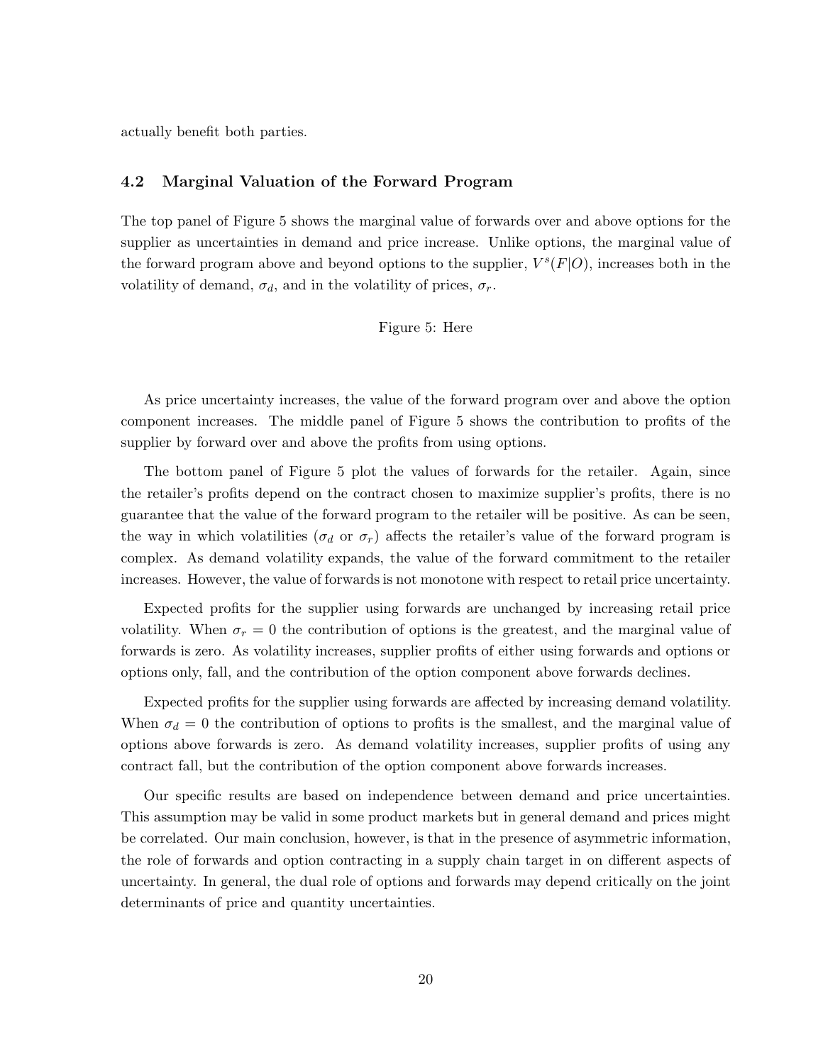actually benefit both parties.

### 4.2 Marginal Valuation of the Forward Program

The top panel of Figure 5 shows the marginal value of forwards over and above options for the supplier as uncertainties in demand and price increase. Unlike options, the marginal value of the forward program above and beyond options to the supplier, $V^s(F|O)$, increases both in the volatility of demand, $\sigma_d$, and in the volatility of prices, $\sigma_r$.

Figure 5: Here

As price uncertainty increases, the value of the forward program over and above the option component increases. The middle panel of Figure 5 shows the contribution to profits of the supplier by forward over and above the profits from using options.

The bottom panel of Figure 5 plot the values of forwards for the retailer. Again, since the retailer's profits depend on the contract chosen to maximize supplier's profits, there is no guarantee that the value of the forward program to the retailer will be positive. As can be seen, the way in which volatilities ($\sigma_d$ or $\sigma_r$) affects the retailer's value of the forward program is complex. As demand volatility expands, the value of the forward commitment to the retailer increases. However, the value of forwards is not monotone with respect to retail price uncertainty.

Expected profits for the supplier using forwards are unchanged by increasing retail price volatility. When $\sigma_r = 0$ the contribution of options is the greatest, and the marginal value of forwards is zero. As volatility increases, supplier profits of either using forwards and options or options only, fall, and the contribution of the option component above forwards declines.

Expected profits for the supplier using forwards are affected by increasing demand volatility. When $\sigma_d = 0$ the contribution of options to profits is the smallest, and the marginal value of options above forwards is zero. As demand volatility increases, supplier profits of using any contract fall, but the contribution of the option component above forwards increases.

Our specific results are based on independence between demand and price uncertainties. This assumption may be valid in some product markets but in general demand and prices might be correlated. Our main conclusion, however, is that in the presence of asymmetric information, the role of forwards and option contracting in a supply chain target in on different aspects of uncertainty. In general, the dual role of options and forwards may depend critically on the joint determinants of price and quantity uncertainties.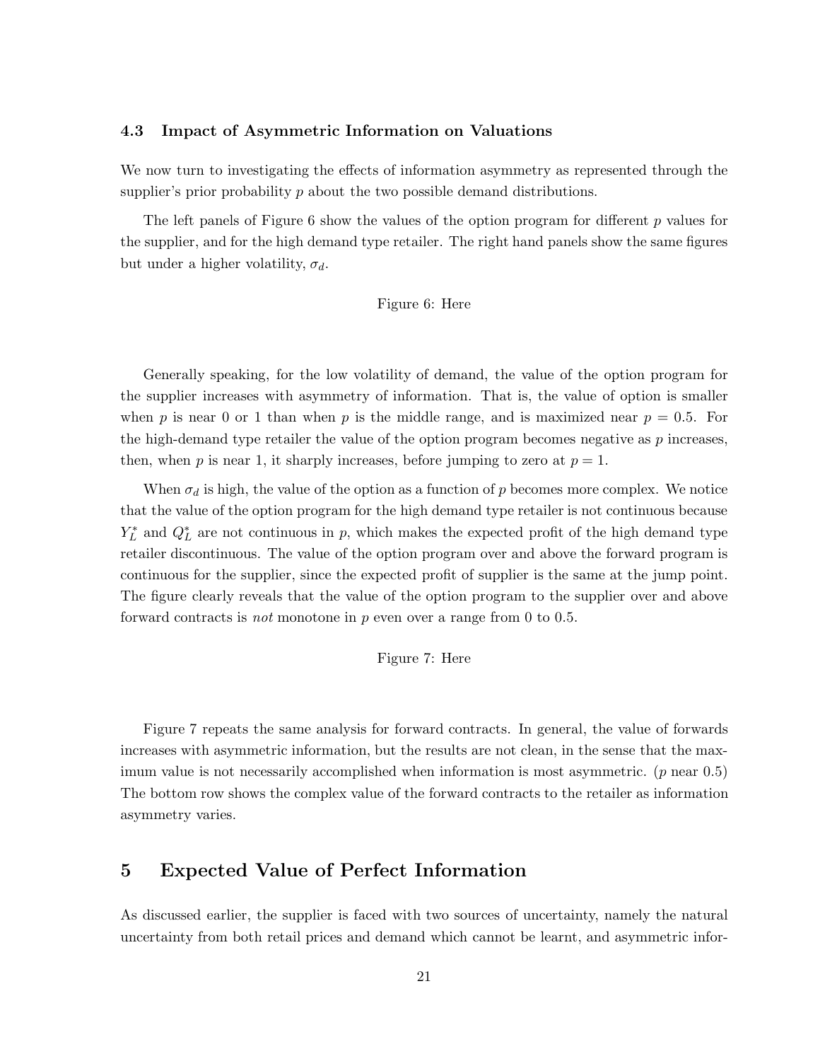### 4.3 Impact of Asymmetric Information on Valuations

We now turn to investigating the effects of information asymmetry as represented through the supplier's prior probability $p$ about the two possible demand distributions.

The left panels of Figure 6 show the values of the option program for different $p$ values for the supplier, and for the high demand type retailer. The right hand panels show the same figures but under a higher volatility, $\sigma_d$.

Figure 6: Here

Generally speaking, for the low volatility of demand, the value of the option program for the supplier increases with asymmetry of information. That is, the value of option is smaller when $p$ is near 0 or 1 than when $p$ is the middle range, and is maximized near $p = 0.5$. For the high-demand type retailer the value of the option program becomes negative as $p$ increases, then, when $p$ is near 1, it sharply increases, before jumping to zero at $p = 1$.

When $\sigma_d$ is high, the value of the option as a function of $p$ becomes more complex. We notice that the value of the option program for the high demand type retailer is not continuous because $Y_L^*$ and $Q_L^*$ are not continuous in $p$, which makes the expected profit of the high demand type retailer discontinuous. The value of the option program over and above the forward program is continuous for the supplier, since the expected profit of supplier is the same at the jump point. The figure clearly reveals that the value of the option program to the supplier over and above forward contracts is *not* monotone in $p$ even over a range from 0 to 0.5.

Figure 7: Here

Figure 7 repeats the same analysis for forward contracts. In general, the value of forwards increases with asymmetric information, but the results are not clean, in the sense that the maximum value is not necessarily accomplished when information is most asymmetric. ($p$ near 0.5) The bottom row shows the complex value of the forward contracts to the retailer as information asymmetry varies.

## 5 Expected Value of Perfect Information

As discussed earlier, the supplier is faced with two sources of uncertainty, namely the natural uncertainty from both retail prices and demand which cannot be learnt, and asymmetric infor-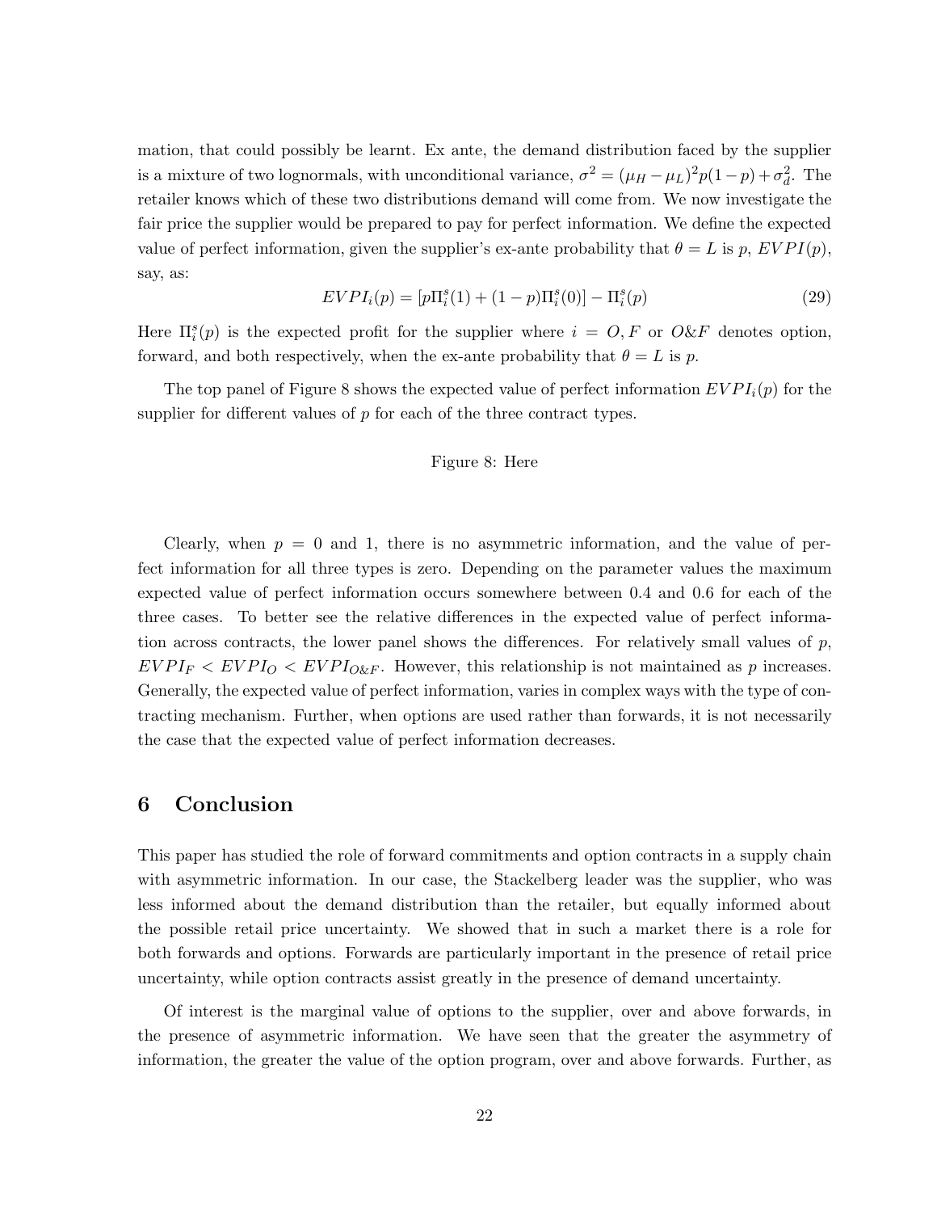mation, that could possibly be learnt. Ex ante, the demand distribution faced by the supplier is a mixture of two lognormals, with unconditional variance, $\sigma^2 = (\mu_H - \mu_L)^2 p(1-p) + \sigma_d^2$. The retailer knows which of these two distributions demand will come from. We now investigate the fair price the supplier would be prepared to pay for perfect information. We define the expected value of perfect information, given the supplier's ex-ante probability that $\theta = L$ is $p$, $EVPI(p)$, say, as:

$$EVPI_i(p) = [p\Pi_i^s(1) + (1-p)\Pi_i^s(0)] - \Pi_i^s(p) \tag{29}$$

Here $\Pi_i^s(p)$ is the expected profit for the supplier where $i = O, F$ or $O\&F$ denotes option, forward, and both respectively, when the ex-ante probability that $\theta = L$ is $p$.

The top panel of Figure 8 shows the expected value of perfect information $EVPI_i(p)$ for the supplier for different values of $p$ for each of the three contract types.

Figure 8: Here

Clearly, when $p = 0$ and 1, there is no asymmetric information, and the value of perfect information for all three types is zero. Depending on the parameter values the maximum expected value of perfect information occurs somewhere between 0.4 and 0.6 for each of the three cases. To better see the relative differences in the expected value of perfect information across contracts, the lower panel shows the differences. For relatively small values of $p$, $EVPI_F < EVPI_O < EVPI_{O\&F}$. However, this relationship is not maintained as $p$ increases. Generally, the expected value of perfect information, varies in complex ways with the type of contracting mechanism. Further, when options are used rather than forwards, it is not necessarily the case that the expected value of perfect information decreases.

## 6 Conclusion

This paper has studied the role of forward commitments and option contracts in a supply chain with asymmetric information. In our case, the Stackelberg leader was the supplier, who was less informed about the demand distribution than the retailer, but equally informed about the possible retail price uncertainty. We showed that in such a market there is a role for both forwards and options. Forwards are particularly important in the presence of retail price uncertainty, while option contracts assist greatly in the presence of demand uncertainty.

Of interest is the marginal value of options to the supplier, over and above forwards, in the presence of asymmetric information. We have seen that the greater the asymmetry of information, the greater the value of the option program, over and above forwards. Further, as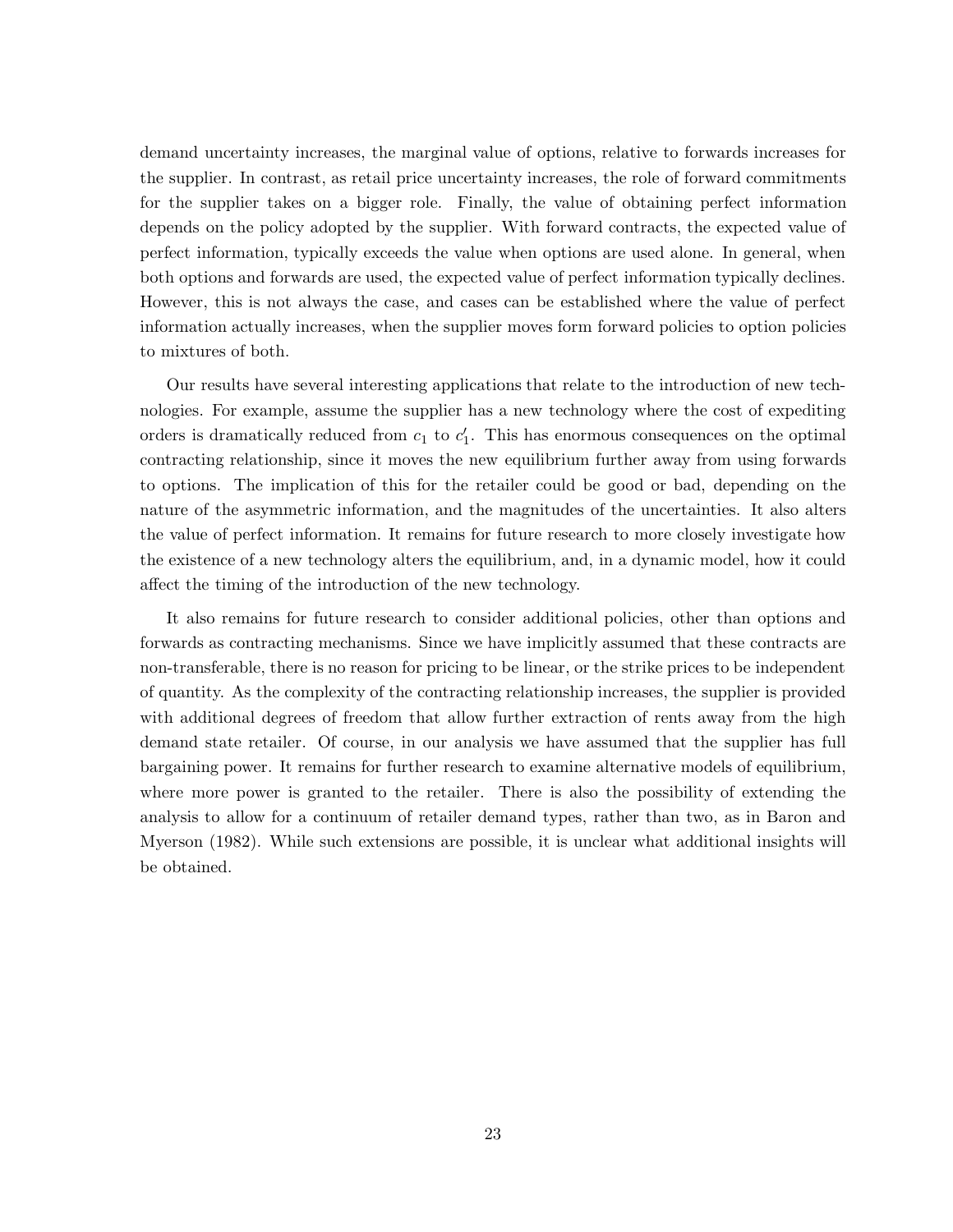demand uncertainty increases, the marginal value of options, relative to forwards increases for the supplier. In contrast, as retail price uncertainty increases, the role of forward commitments for the supplier takes on a bigger role. Finally, the value of obtaining perfect information depends on the policy adopted by the supplier. With forward contracts, the expected value of perfect information, typically exceeds the value when options are used alone. In general, when both options and forwards are used, the expected value of perfect information typically declines. However, this is not always the case, and cases can be established where the value of perfect information actually increases, when the supplier moves form forward policies to option policies to mixtures of both.

Our results have several interesting applications that relate to the introduction of new technologies. For example, assume the supplier has a new technology where the cost of expediting orders is dramatically reduced from $c_1$ to $c_1'$. This has enormous consequences on the optimal contracting relationship, since it moves the new equilibrium further away from using forwards to options. The implication of this for the retailer could be good or bad, depending on the nature of the asymmetric information, and the magnitudes of the uncertainties. It also alters the value of perfect information. It remains for future research to more closely investigate how the existence of a new technology alters the equilibrium, and, in a dynamic model, how it could affect the timing of the introduction of the new technology.

It also remains for future research to consider additional policies, other than options and forwards as contracting mechanisms. Since we have implicitly assumed that these contracts are non-transferable, there is no reason for pricing to be linear, or the strike prices to be independent of quantity. As the complexity of the contracting relationship increases, the supplier is provided with additional degrees of freedom that allow further extraction of rents away from the high demand state retailer. Of course, in our analysis we have assumed that the supplier has full bargaining power. It remains for further research to examine alternative models of equilibrium, where more power is granted to the retailer. There is also the possibility of extending the analysis to allow for a continuum of retailer demand types, rather than two, as in Baron and Myerson (1982). While such extensions are possible, it is unclear what additional insights will be obtained.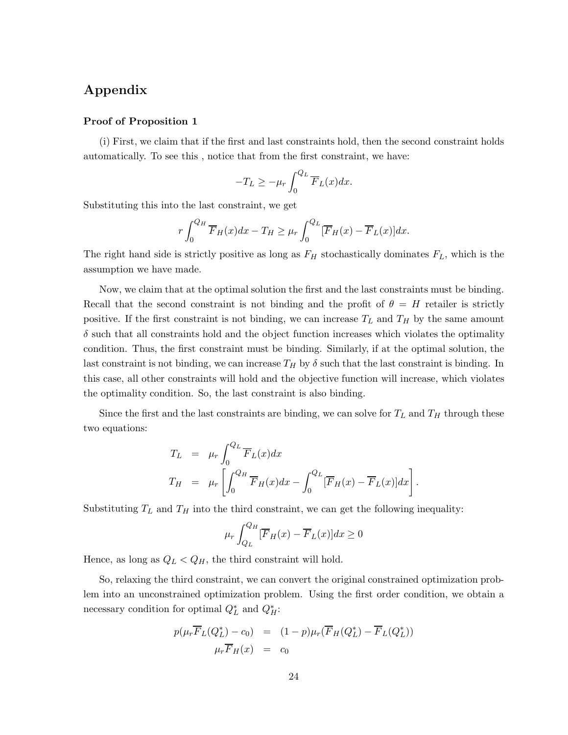## Appendix

### Proof of Proposition 1

(i) First, we claim that if the first and last constraints hold, then the second constraint holds automatically. To see this , notice that from the first constraint, we have:

$$-T_L \geq -\mu_r \int_0^{Q_L} \overline{F}_L(x)dx.$$

Substituting this into the last constraint, we get

$$r\int_0^{Q_H} \overline{F}_H(x)dx - T_H \geq \mu_r \int_0^{Q_L} [\overline{F}_H(x) - \overline{F}_L(x)]dx.$$

The right hand side is strictly positive as long as $F_H$ stochastically dominates $F_L$, which is the assumption we have made.

Now, we claim that at the optimal solution the first and the last constraints must be binding. Recall that the second constraint is not binding and the profit of $\theta = H$ retailer is strictly positive. If the first constraint is not binding, we can increase $T_L$ and $T_H$ by the same amount $\delta$ such that all constraints hold and the object function increases which violates the optimality condition. Thus, the first constraint must be binding. Similarly, if at the optimal solution, the last constraint is not binding, we can increase $T_H$ by $\delta$ such that the last constraint is binding. In this case, all other constraints will hold and the objective function will increase, which violates the optimality condition. So, the last constraint is also binding.

Since the first and the last constraints are binding, we can solve for $T_L$ and $T_H$ through these two equations:

$$\begin{aligned}
T_L &= \mu_r \int_0^{Q_L} \overline{F}_L(x)dx \\
T_H &= \mu_r \left[\int_0^{Q_H} \overline{F}_H(x)dx - \int_0^{Q_L} [\overline{F}_H(x) - \overline{F}_L(x)]dx\right].
\end{aligned}$$

Substituting $T_L$ and $T_H$ into the third constraint, we can get the following inequality:

$$\mu_r \int_{Q_L}^{Q_H} [\overline{F}_H(x) - \overline{F}_L(x)]dx \geq 0$$

Hence, as long as $Q_L < Q_H$, the third constraint will hold.

So, relaxing the third constraint, we can convert the original constrained optimization problem into an unconstrained optimization problem. Using the first order condition, we obtain a necessary condition for optimal $Q_L^*$ and $Q_H^*$:

$$\begin{aligned}
p(\mu_r \overline{F}_L(Q_L^*) - c_0) &= (1-p)\mu_r(\overline{F}_H(Q_L^*) - \overline{F}_L(Q_L^*)) \\
\mu_r \overline{F}_H(x) &= c_0
\end{aligned}$$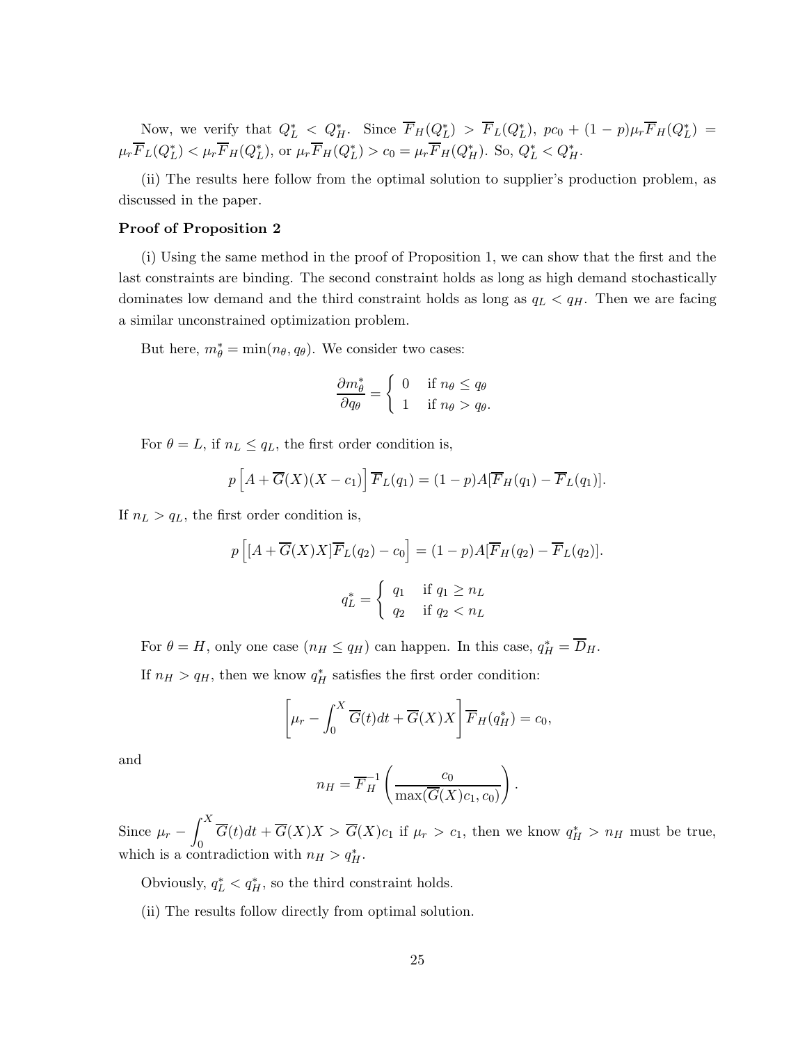Now, we verify that $Q_L^* < Q_H^*$. Since $\overline{F}_H(Q_L^*) > \overline{F}_L(Q_L^*)$, $pc_0 + (1-p)\mu_r \overline{F}_H(Q_L^*) = \mu_r \overline{F}_L(Q_L^*) < \mu_r \overline{F}_H(Q_L^*)$, or $\mu_r \overline{F}_H(Q_L^*) > c_0 = \mu_r \overline{F}_H(Q_H^*)$. So, $Q_L^* < Q_H^*$.

(ii) The results here follow from the optimal solution to supplier's production problem, as discussed in the paper.

**Proof of Proposition 2**

(i) Using the same method in the proof of Proposition 1, we can show that the first and the last constraints are binding. The second constraint holds as long as high demand stochastically dominates low demand and the third constraint holds as long as $q_L < q_H$. Then we are facing a similar unconstrained optimization problem.

But here, $m_\theta^* = \min(n_\theta, q_\theta)$. We consider two cases:

$$\frac{\partial m_\theta^*}{\partial q_\theta} = \begin{cases} 0 & \text{if } n_\theta \leq q_\theta \\ 1 & \text{if } n_\theta > q_\theta. \end{cases}$$

For $\theta = L$, if $n_L \leq q_L$, the first order condition is,

$$p\left[A + \overline{G}(X)(X - c_1)\right]\overline{F}_L(q_1) = (1-p)A[\overline{F}_H(q_1) - \overline{F}_L(q_1)].$$

If $n_L > q_L$, the first order condition is,

$$p\left[[A + \overline{G}(X)X]\overline{F}_L(q_2) - c_0\right] = (1-p)A[\overline{F}_H(q_2) - \overline{F}_L(q_2)].$$

$$q_L^* = \begin{cases} q_1 & \text{if } q_1 \geq n_L \\ q_2 & \text{if } q_2 < n_L \end{cases}$$

For $\theta = H$, only one case ($n_H \leq q_H$) can happen. In this case, $q_H^* = \overline{D}_H$.

If $n_H > q_H$, then we know $q_H^*$ satisfies the first order condition:

$$\left[\mu_r - \int_0^X \overline{G}(t)dt + \overline{G}(X)X\right]\overline{F}_H(q_H^*) = c_0,$$

and

$$n_H = \overline{F}_H^{-1}\left(\frac{c_0}{\max(\overline{G}(X)c_1, c_0)}\right).$$

Since $\mu_r - \int_0^X \overline{G}(t)dt + \overline{G}(X)X > \overline{G}(X)c_1$ if $\mu_r > c_1$, then we know $q_H^* > n_H$ must be true, which is a contradiction with $n_H > q_H^*$.

Obviously, $q_L^* < q_H^*$, so the third constraint holds.

(ii) The results follow directly from optimal solution.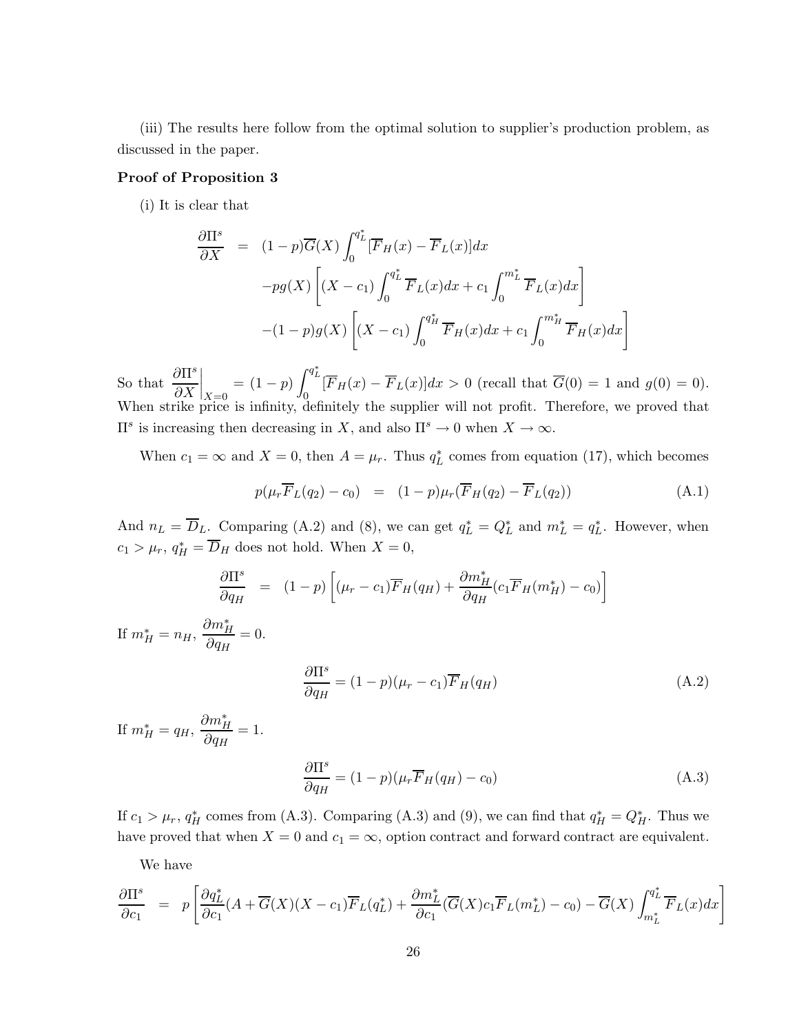(iii) The results here follow from the optimal solution to supplier's production problem, as discussed in the paper.

**Proof of Proposition 3**

(i) It is clear that

$$
\begin{aligned}
\frac{\partial \Pi^s}{\partial X} &= (1-p)\overline{G}(X)\int_0^{q_L^*}[\overline{F}_H(x)-\overline{F}_L(x)]dx \\
&\quad -pg(X)\left[(X-c_1)\int_0^{q_L^*}\overline{F}_L(x)dx + c_1\int_0^{m_L^*}\overline{F}_L(x)dx\right] \\
&\quad -(1-p)g(X)\left[(X-c_1)\int_0^{q_H^*}\overline{F}_H(x)dx + c_1\int_0^{m_H^*}\overline{F}_H(x)dx\right]
\end{aligned}
$$

So that $\left.\frac{\partial \Pi^s}{\partial X}\right|_{X=0} = (1-p)\int_0^{q_L^*}[\overline{F}_H(x)-\overline{F}_L(x)]dx > 0$ (recall that $\overline{G}(0)=1$ and $g(0)=0$). When strike price is infinity, definitely the supplier will not profit. Therefore, we proved that $\Pi^s$ is increasing then decreasing in $X$, and also $\Pi^s \to 0$ when $X \to \infty$.

When $c_1 = \infty$ and $X = 0$, then $A = \mu_r$. Thus $q_L^*$ comes from equation (17), which becomes

$$
p(\mu_r\overline{F}_L(q_2) - c_0) \;\; = \;\; (1-p)\mu_r(\overline{F}_H(q_2) - \overline{F}_L(q_2)) \tag{A.1}
$$

And $n_L = \overline{D}_L$. Comparing (A.2) and (8), we can get $q_L^* = Q_L^*$ and $m_L^* = q_L^*$. However, when $c_1 > \mu_r$, $q_H^* = \overline{D}_H$ does not hold. When $X = 0$,

$$
\frac{\partial \Pi^s}{\partial q_H} \;\; = \;\; (1-p)\left[(\mu_r - c_1)\overline{F}_H(q_H) + \frac{\partial m_H^*}{\partial q_H}(c_1\overline{F}_H(m_H^*) - c_0)\right]
$$

If $m_H^* = n_H$, $\frac{\partial m_H^*}{\partial q_H} = 0$.

$$
\frac{\partial \Pi^s}{\partial q_H} = (1-p)(\mu_r - c_1)\overline{F}_H(q_H) \tag{A.2}
$$

If $m_H^* = q_H$, $\frac{\partial m_H^*}{\partial q_H} = 1$.

$$
\frac{\partial \Pi^s}{\partial q_H} = (1-p)(\mu_r\overline{F}_H(q_H) - c_0) \tag{A.3}
$$

If $c_1 > \mu_r$, $q_H^*$ comes from (A.3). Comparing (A.3) and (9), we can find that $q_H^* = Q_H^*$. Thus we have proved that when $X = 0$ and $c_1 = \infty$, option contract and forward contract are equivalent.

We have

$$
\frac{\partial \Pi^s}{\partial c_1} \;\; = \;\; p\left[\frac{\partial q_L^*}{\partial c_1}(A + \overline{G}(X)(X - c_1)\overline{F}_L(q_L^*) + \frac{\partial m_L^*}{\partial c_1}(\overline{G}(X)c_1\overline{F}_L(m_L^*) - c_0) - \overline{G}(X)\int_{m_L^*}^{q_L^*}\overline{F}_L(x)dx\right]
$$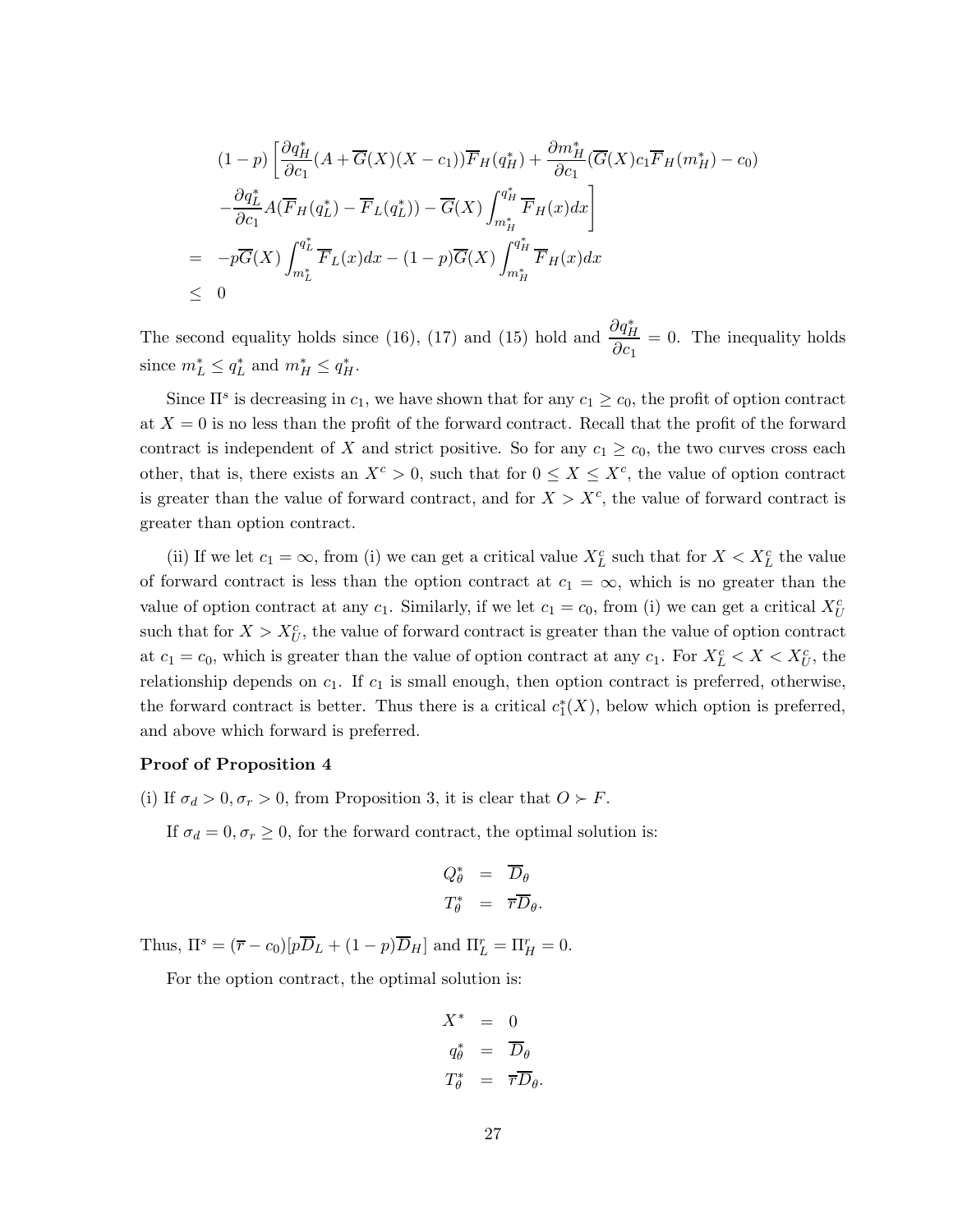$$
\begin{aligned}
& (1-p)\left[\frac{\partial q_H^*}{\partial c_1}(A+\overline{G}(X)(X-c_1))\overline{F}_H(q_H^*)+\frac{\partial m_H^*}{\partial c_1}(\overline{G}(X)c_1\overline{F}_H(m_H^*)-c_0)\right. \\
& \left. -\frac{\partial q_L^*}{\partial c_1}A(\overline{F}_H(q_L^*)-\overline{F}_L(q_L^*))-\overline{G}(X)\int_{m_H^*}^{q_H^*}\overline{F}_H(x)dx\right] \\
= \ & -p\overline{G}(X)\int_{m_L^*}^{q_L^*}\overline{F}_L(x)dx-(1-p)\overline{G}(X)\int_{m_H^*}^{q_H^*}\overline{F}_H(x)dx \\
\leq \ & 0
\end{aligned}
$$

The second equality holds since (16), (17) and (15) hold and $\frac{\partial q_H^*}{\partial c_1}=0$. The inequality holds since $m_L^* \leq q_L^*$ and $m_H^* \leq q_H^*$.

Since $\Pi^s$ is decreasing in $c_1$, we have shown that for any $c_1 \geq c_0$, the profit of option contract at $X=0$ is no less than the profit of the forward contract. Recall that the profit of the forward contract is independent of $X$ and strict positive. So for any $c_1 \geq c_0$, the two curves cross each other, that is, there exists an $X^c > 0$, such that for $0 \leq X \leq X^c$, the value of option contract is greater than the value of forward contract, and for $X > X^c$, the value of forward contract is greater than option contract.

(ii) If we let $c_1 = \infty$, from (i) we can get a critical value $X_L^c$ such that for $X < X_L^c$ the value of forward contract is less than the option contract at $c_1 = \infty$, which is no greater than the value of option contract at any $c_1$. Similarly, if we let $c_1 = c_0$, from (i) we can get a critical $X_U^c$ such that for $X > X_U^c$, the value of forward contract is greater than the value of option contract at $c_1 = c_0$, which is greater than the value of option contract at any $c_1$. For $X_L^c < X < X_U^c$, the relationship depends on $c_1$. If $c_1$ is small enough, then option contract is preferred, otherwise, the forward contract is better. Thus there is a critical $c_1^*(X)$, below which option is preferred, and above which forward is preferred.

**Proof of Proposition 4**

(i) If $\sigma_d > 0, \sigma_r > 0$, from Proposition 3, it is clear that $O \succ F$.

If $\sigma_d = 0, \sigma_r \geq 0$, for the forward contract, the optimal solution is:

$$
\begin{aligned}
Q_\theta^* &= \overline{D}_\theta \\
T_\theta^* &= \overline{r}\overline{D}_\theta.
\end{aligned}
$$

Thus, $\Pi^s = (\overline{r} - c_0)[p\overline{D}_L + (1-p)\overline{D}_H]$ and $\Pi_L^r = \Pi_H^r = 0$.

For the option contract, the optimal solution is:

$$
\begin{aligned}
X^* &= 0 \\
q_\theta^* &= \overline{D}_\theta \\
T_\theta^* &= \overline{r}\overline{D}_\theta.
\end{aligned}
$$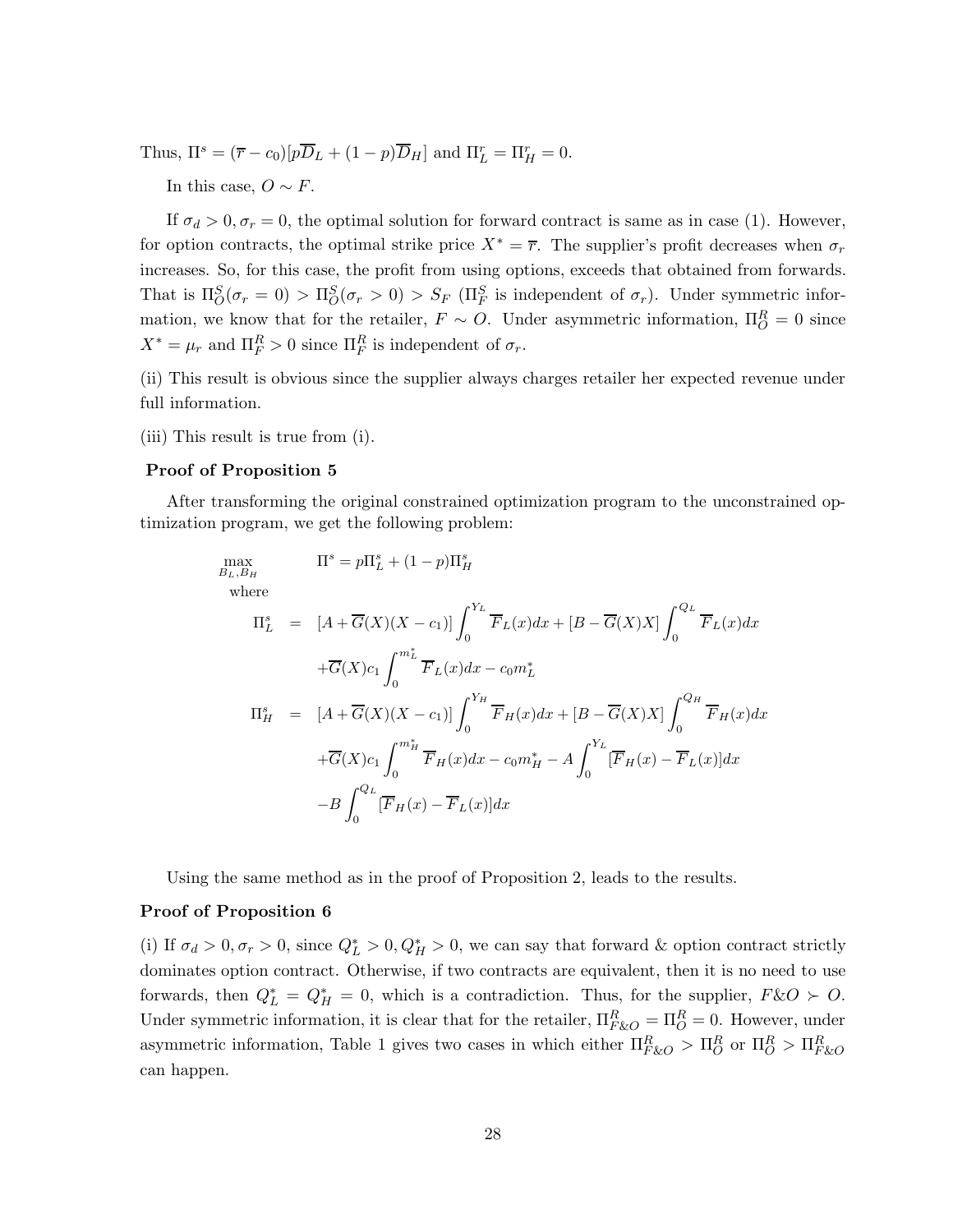Thus, $\Pi^s = (\overline{r} - c_0)[p\overline{D}_L + (1-p)\overline{D}_H]$ and $\Pi^r_L = \Pi^r_H = 0$.

In this case, $O \sim F$.

If $\sigma_d > 0, \sigma_r = 0$, the optimal solution for forward contract is same as in case (1). However, for option contracts, the optimal strike price $X^* = \overline{r}$. The supplier's profit decreases when $\sigma_r$ increases. So, for this case, the profit from using options, exceeds that obtained from forwards. That is $\Pi^S_O(\sigma_r = 0) > \Pi^S_O(\sigma_r > 0) > S_F$ ($\Pi^S_F$ is independent of $\sigma_r$). Under symmetric information, we know that for the retailer, $F \sim O$. Under asymmetric information, $\Pi^R_O = 0$ since $X^* = \mu_r$ and $\Pi^R_F > 0$ since $\Pi^R_F$ is independent of $\sigma_r$.

(ii) This result is obvious since the supplier always charges retailer her expected revenue under full information.

(iii) This result is true from (i).

**Proof of Proposition 5**

After transforming the original constrained optimization program to the unconstrained optimization program, we get the following problem:

$$
\begin{aligned}
\max_{B_L, B_H} \quad & \Pi^s = p\Pi^s_L + (1-p)\Pi^s_H \\
\text{where} \quad & \\
\Pi^s_L \quad = \quad & [A + \overline{G}(X)(X - c_1)] \int_0^{Y_L} \overline{F}_L(x)dx + [B - \overline{G}(X)X] \int_0^{Q_L} \overline{F}_L(x)dx \\
& + \overline{G}(X)c_1 \int_0^{m^*_L} \overline{F}_L(x)dx - c_0 m^*_L \\
\Pi^s_H \quad = \quad & [A + \overline{G}(X)(X - c_1)] \int_0^{Y_H} \overline{F}_H(x)dx + [B - \overline{G}(X)X] \int_0^{Q_H} \overline{F}_H(x)dx \\
& + \overline{G}(X)c_1 \int_0^{m^*_H} \overline{F}_H(x)dx - c_0 m^*_H - A \int_0^{Y_L} [\overline{F}_H(x) - \overline{F}_L(x)]dx \\
& - B \int_0^{Q_L} [\overline{F}_H(x) - \overline{F}_L(x)]dx
\end{aligned}
$$

Using the same method as in the proof of Proposition 2, leads to the results.

**Proof of Proposition 6**

(i) If $\sigma_d > 0, \sigma_r > 0$, since $Q^*_L > 0, Q^*_H > 0$, we can say that forward & option contract strictly dominates option contract. Otherwise, if two contracts are equivalent, then it is no need to use forwards, then $Q^*_L = Q^*_H = 0$, which is a contradiction. Thus, for the supplier, $F\&O \succ O$. Under symmetric information, it is clear that for the retailer, $\Pi^R_{F\&O} = \Pi^R_O = 0$. However, under asymmetric information, Table 1 gives two cases in which either $\Pi^R_{F\&O} > \Pi^R_O$ or $\Pi^R_O > \Pi^R_{F\&O}$ can happen.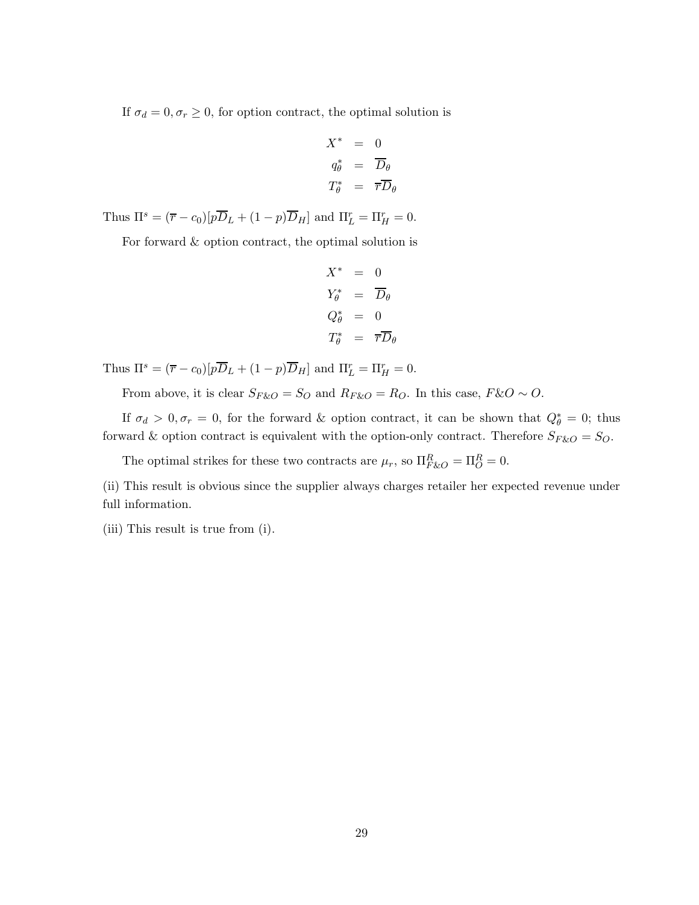If $\sigma_d = 0, \sigma_r \geq 0$, for option contract, the optimal solution is

$$
\begin{aligned}
X^* &= 0 \\
q_\theta^* &= \overline{D}_\theta \\
T_\theta^* &= \overline{r}\overline{D}_\theta
\end{aligned}
$$

Thus $\Pi^s = (\overline{r} - c_0)[p\overline{D}_L + (1-p)\overline{D}_H]$ and $\Pi_L^r = \Pi_H^r = 0$.

For forward & option contract, the optimal solution is

$$
\begin{aligned}
X^* &= 0 \\
Y_\theta^* &= \overline{D}_\theta \\
Q_\theta^* &= 0 \\
T_\theta^* &= \overline{r}\overline{D}_\theta
\end{aligned}
$$

Thus $\Pi^s = (\overline{r} - c_0)[p\overline{D}_L + (1-p)\overline{D}_H]$ and $\Pi_L^r = \Pi_H^r = 0$.

From above, it is clear $S_{F\&O} = S_O$ and $R_{F\&O} = R_O$. In this case, $F\&O \sim O$.

If $\sigma_d > 0, \sigma_r = 0$, for the forward & option contract, it can be shown that $Q_\theta^* = 0$; thus forward & option contract is equivalent with the option-only contract. Therefore $S_{F\&O} = S_O$.

The optimal strikes for these two contracts are $\mu_r$, so $\Pi_{F\&O}^R = \Pi_O^R = 0$.

(ii) This result is obvious since the supplier always charges retailer her expected revenue under full information.

(iii) This result is true from (i).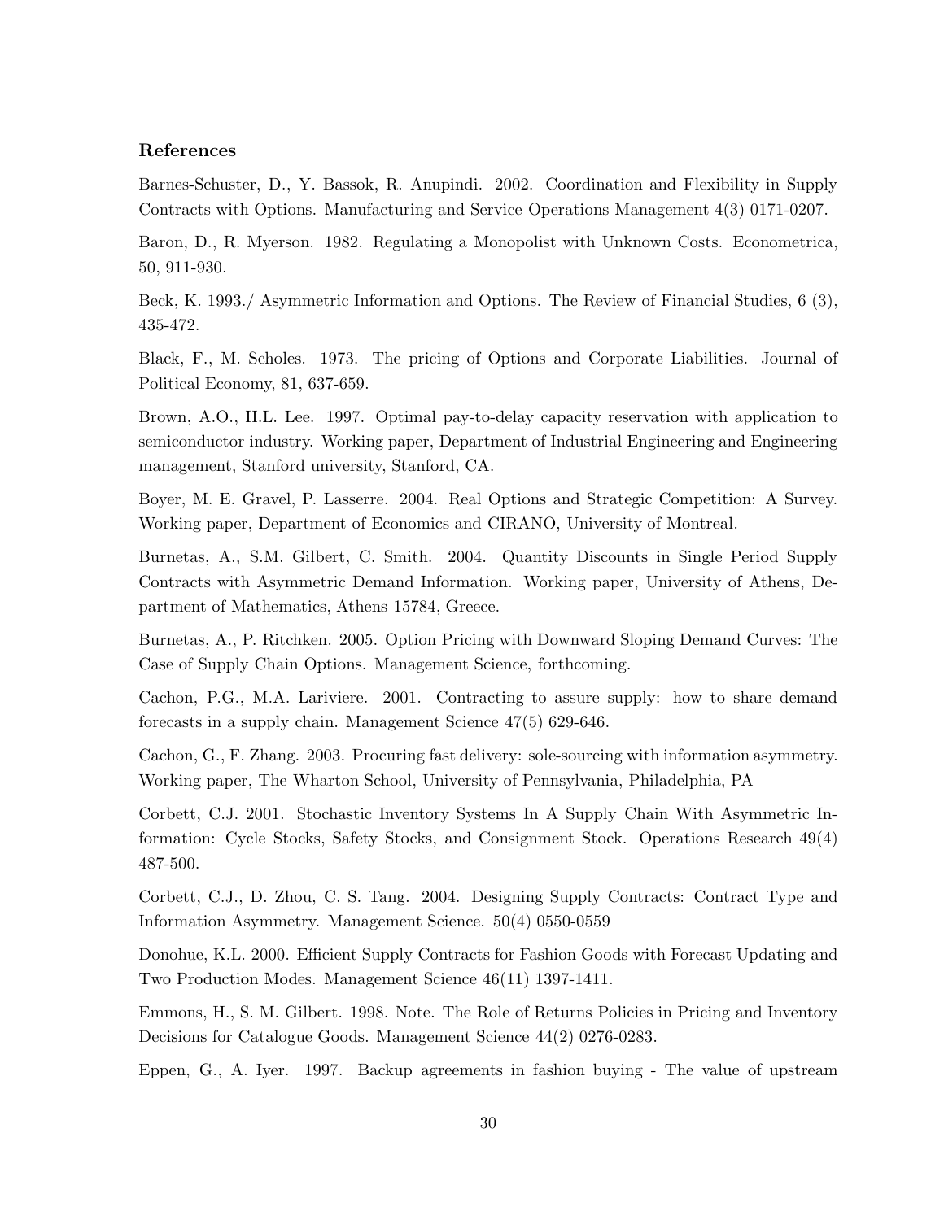### References

Barnes-Schuster, D., Y. Bassok, R. Anupindi. 2002. Coordination and Flexibility in Supply Contracts with Options. Manufacturing and Service Operations Management 4(3) 0171-0207.

Baron, D., R. Myerson. 1982. Regulating a Monopolist with Unknown Costs. Econometrica, 50, 911-930.

Beck, K. 1993./ Asymmetric Information and Options. The Review of Financial Studies, 6 (3), 435-472.

Black, F., M. Scholes. 1973. The pricing of Options and Corporate Liabilities. Journal of Political Economy, 81, 637-659.

Brown, A.O., H.L. Lee. 1997. Optimal pay-to-delay capacity reservation with application to semiconductor industry. Working paper, Department of Industrial Engineering and Engineering management, Stanford university, Stanford, CA.

Boyer, M. E. Gravel, P. Lasserre. 2004. Real Options and Strategic Competition: A Survey. Working paper, Department of Economics and CIRANO, University of Montreal.

Burnetas, A., S.M. Gilbert, C. Smith. 2004. Quantity Discounts in Single Period Supply Contracts with Asymmetric Demand Information. Working paper, University of Athens, Department of Mathematics, Athens 15784, Greece.

Burnetas, A., P. Ritchken. 2005. Option Pricing with Downward Sloping Demand Curves: The Case of Supply Chain Options. Management Science, forthcoming.

Cachon, P.G., M.A. Lariviere. 2001. Contracting to assure supply: how to share demand forecasts in a supply chain. Management Science 47(5) 629-646.

Cachon, G., F. Zhang. 2003. Procuring fast delivery: sole-sourcing with information asymmetry. Working paper, The Wharton School, University of Pennsylvania, Philadelphia, PA

Corbett, C.J. 2001. Stochastic Inventory Systems In A Supply Chain With Asymmetric Information: Cycle Stocks, Safety Stocks, and Consignment Stock. Operations Research 49(4) 487-500.

Corbett, C.J., D. Zhou, C. S. Tang. 2004. Designing Supply Contracts: Contract Type and Information Asymmetry. Management Science. 50(4) 0550-0559

Donohue, K.L. 2000. Efficient Supply Contracts for Fashion Goods with Forecast Updating and Two Production Modes. Management Science 46(11) 1397-1411.

Emmons, H., S. M. Gilbert. 1998. Note. The Role of Returns Policies in Pricing and Inventory Decisions for Catalogue Goods. Management Science 44(2) 0276-0283.

Eppen, G., A. Iyer. 1997. Backup agreements in fashion buying - The value of upstream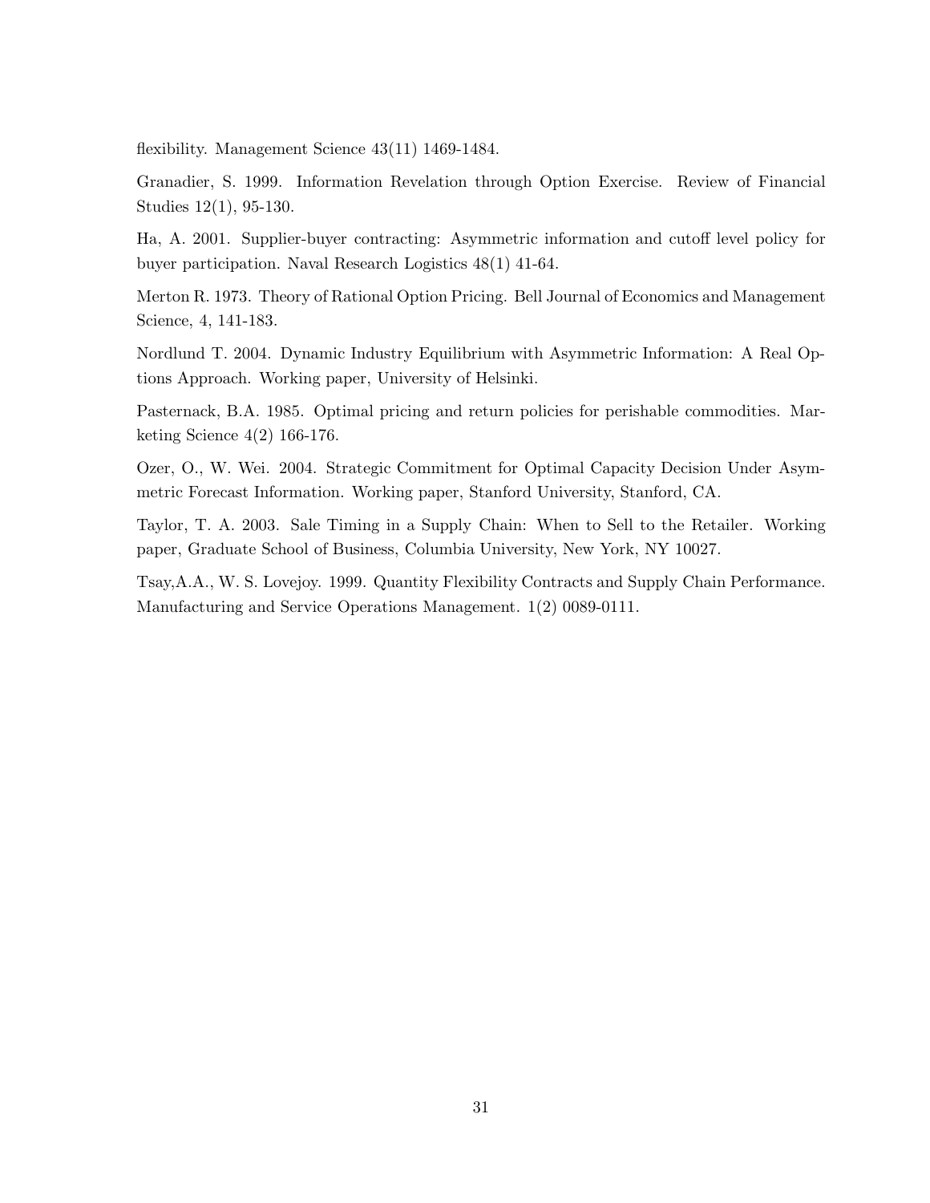flexibility. Management Science 43(11) 1469-1484.

Granadier, S. 1999. Information Revelation through Option Exercise. Review of Financial Studies 12(1), 95-130.

Ha, A. 2001. Supplier-buyer contracting: Asymmetric information and cutoff level policy for buyer participation. Naval Research Logistics 48(1) 41-64.

Merton R. 1973. Theory of Rational Option Pricing. Bell Journal of Economics and Management Science, 4, 141-183.

Nordlund T. 2004. Dynamic Industry Equilibrium with Asymmetric Information: A Real Options Approach. Working paper, University of Helsinki.

Pasternack, B.A. 1985. Optimal pricing and return policies for perishable commodities. Marketing Science 4(2) 166-176.

Ozer, O., W. Wei. 2004. Strategic Commitment for Optimal Capacity Decision Under Asymmetric Forecast Information. Working paper, Stanford University, Stanford, CA.

Taylor, T. A. 2003. Sale Timing in a Supply Chain: When to Sell to the Retailer. Working paper, Graduate School of Business, Columbia University, New York, NY 10027.

Tsay,A.A., W. S. Lovejoy. 1999. Quantity Flexibility Contracts and Supply Chain Performance. Manufacturing and Service Operations Management. 1(2) 0089-0111.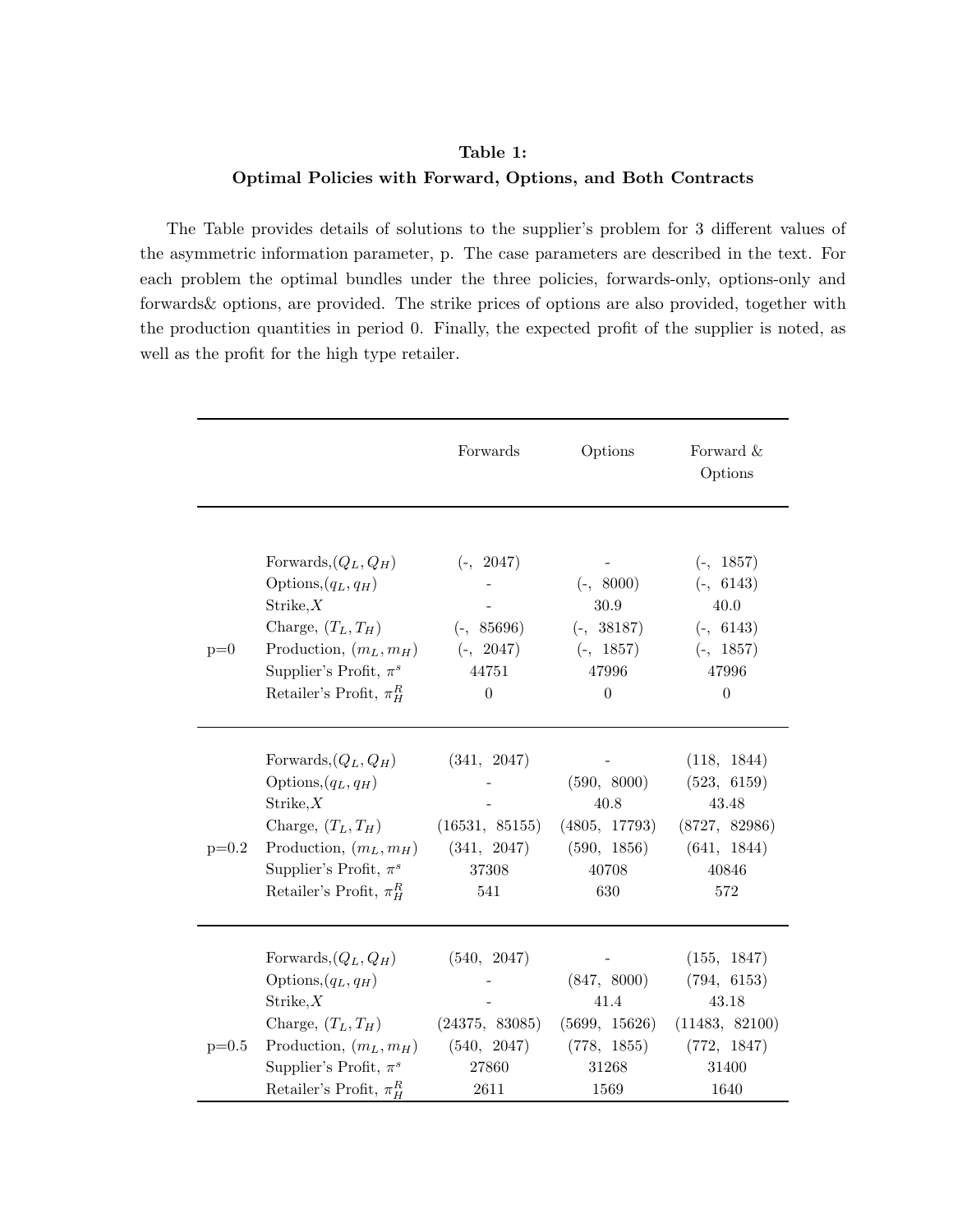**Table 1:**
**Optimal Policies with Forward, Options, and Both Contracts**

The Table provides details of solutions to the supplier's problem for 3 different values of the asymmetric information parameter, p. The case parameters are described in the text. For each problem the optimal bundles under the three policies, forwards-only, options-only and forwards& options, are provided. The strike prices of options are also provided, together with the production quantities in period 0. Finally, the expected profit of the supplier is noted, as well as the profit for the high type retailer.

| | | Forwards | Options | Forward & Options |
|---|---|---|---|---|
| p=0 | Forwards, $(Q_L, Q_H)$ | (-, 2047) | - | (-, 1857) |
| | Options, $(q_L, q_H)$ | - | (-, 8000) | (-, 6143) |
| | Strike, $X$ | - | 30.9 | 40.0 |
| | Charge, $(T_L, T_H)$ | (-, 85696) | (-, 38187) | (-, 6143) |
| | Production, $(m_L, m_H)$ | (-, 2047) | (-, 1857) | (-, 1857) |
| | Supplier's Profit, $\pi^s$ | 44751 | 47996 | 47996 |
| | Retailer's Profit, $\pi_H^R$ | 0 | 0 | 0 |
| p=0.2 | Forwards, $(Q_L, Q_H)$ | (341, 2047) | - | (118, 1844) |
| | Options, $(q_L, q_H)$ | - | (590, 8000) | (523, 6159) |
| | Strike, $X$ | - | 40.8 | 43.48 |
| | Charge, $(T_L, T_H)$ | (16531, 85155) | (4805, 17793) | (8727, 82986) |
| | Production, $(m_L, m_H)$ | (341, 2047) | (590, 1856) | (641, 1844) |
| | Supplier's Profit, $\pi^s$ | 37308 | 40708 | 40846 |
| | Retailer's Profit, $\pi_H^R$ | 541 | 630 | 572 |
| p=0.5 | Forwards, $(Q_L, Q_H)$ | (540, 2047) | - | (155, 1847) |
| | Options, $(q_L, q_H)$ | - | (847, 8000) | (794, 6153) |
| | Strike, $X$ | - | 41.4 | 43.18 |
| | Charge, $(T_L, T_H)$ | (24375, 83085) | (5699, 15626) | (11483, 82100) |
| | Production, $(m_L, m_H)$ | (540, 2047) | (778, 1855) | (772, 1847) |
| | Supplier's Profit, $\pi^s$ | 27860 | 31268 | 31400 |
| | Retailer's Profit, $\pi_H^R$ | 2611 | 1569 | 1640 |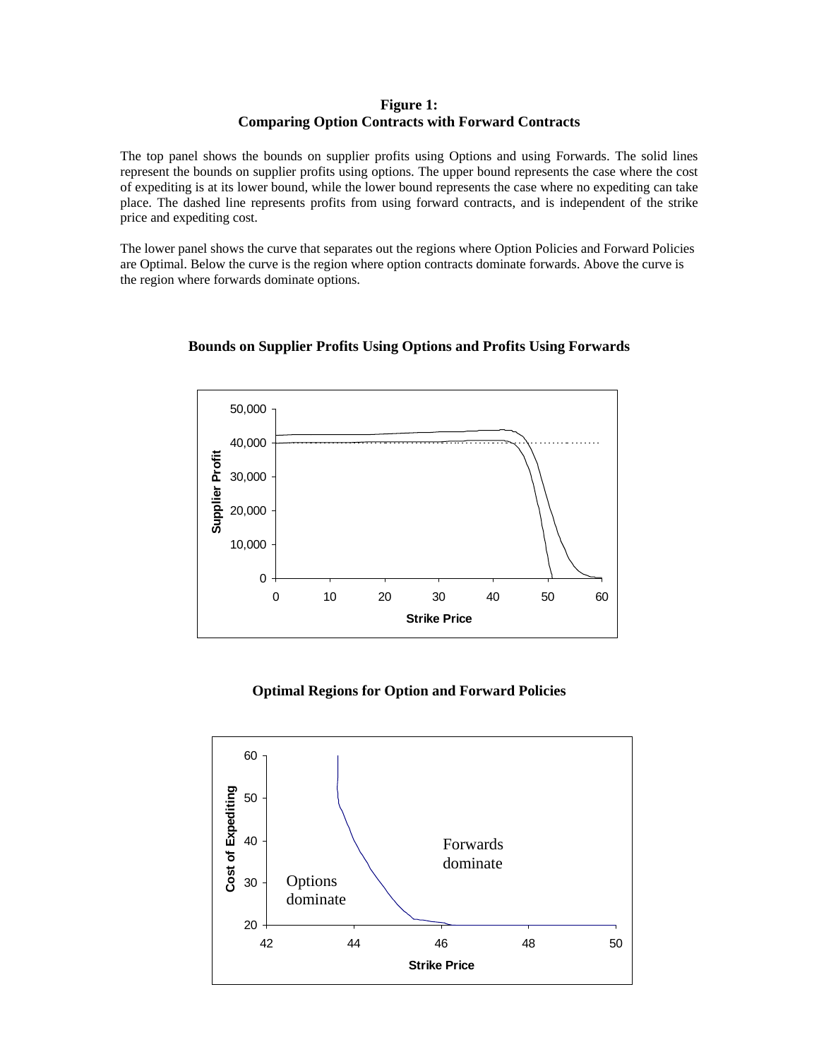**Figure 1:**
**Comparing Option Contracts with Forward Contracts**

The top panel shows the bounds on supplier profits using Options and using Forwards. The solid lines represent the bounds on supplier profits using options. The upper bound represents the case where the cost of expediting is at its lower bound, while the lower bound represents the case where no expediting can take place. The dashed line represents profits from using forward contracts, and is independent of the strike price and expediting cost.

The lower panel shows the curve that separates out the regions where Option Policies and Forward Policies are Optimal. Below the curve is the region where option contracts dominate forwards. Above the curve is the region where forwards dominate options.

**Bounds on Supplier Profits Using Options and Profits Using Forwards**

**Optimal Regions for Option and Forward Policies**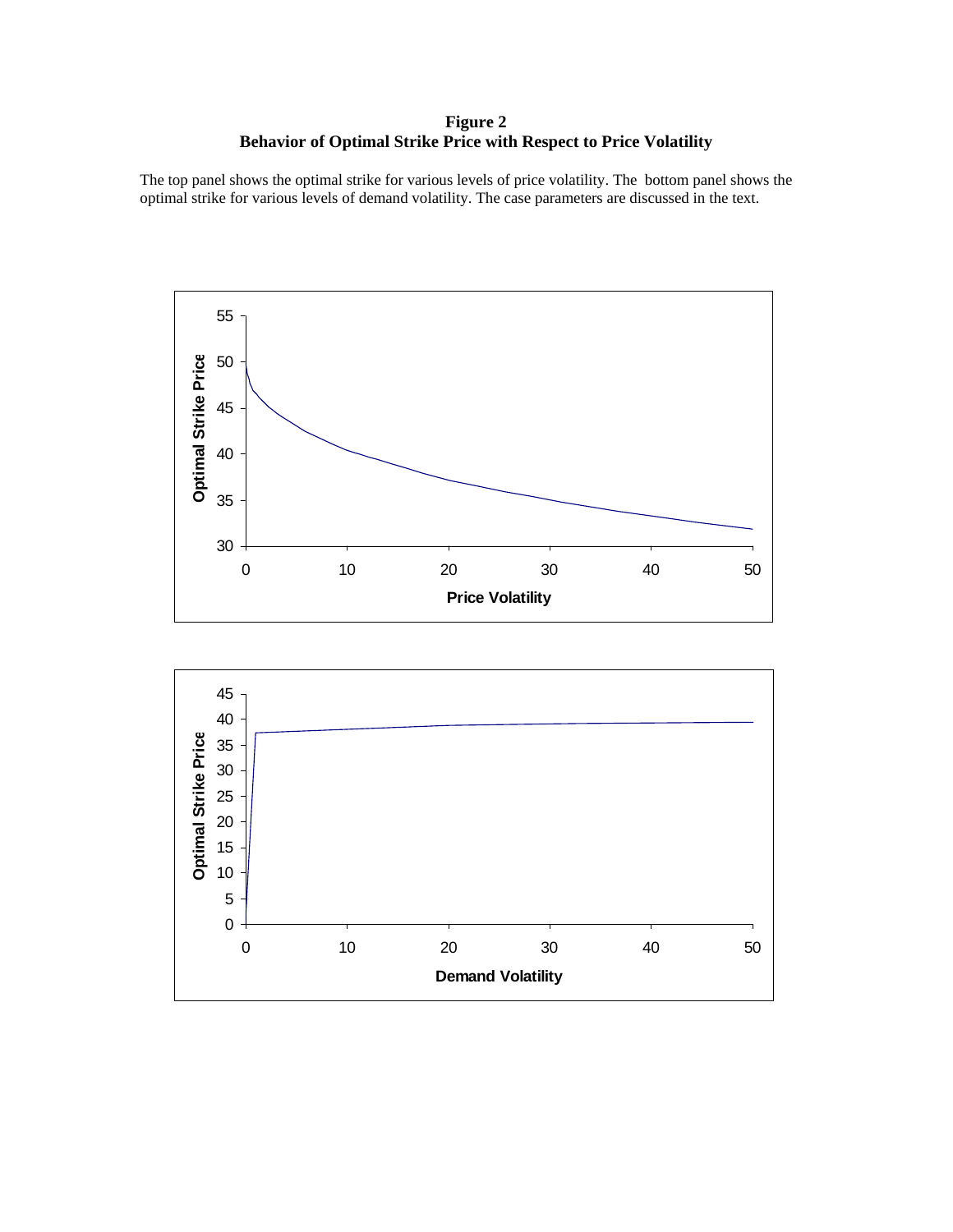**Figure 2**
**Behavior of Optimal Strike Price with Respect to Price Volatility**

The top panel shows the optimal strike for various levels of price volatility. The bottom panel shows the optimal strike for various levels of demand volatility. The case parameters are discussed in the text.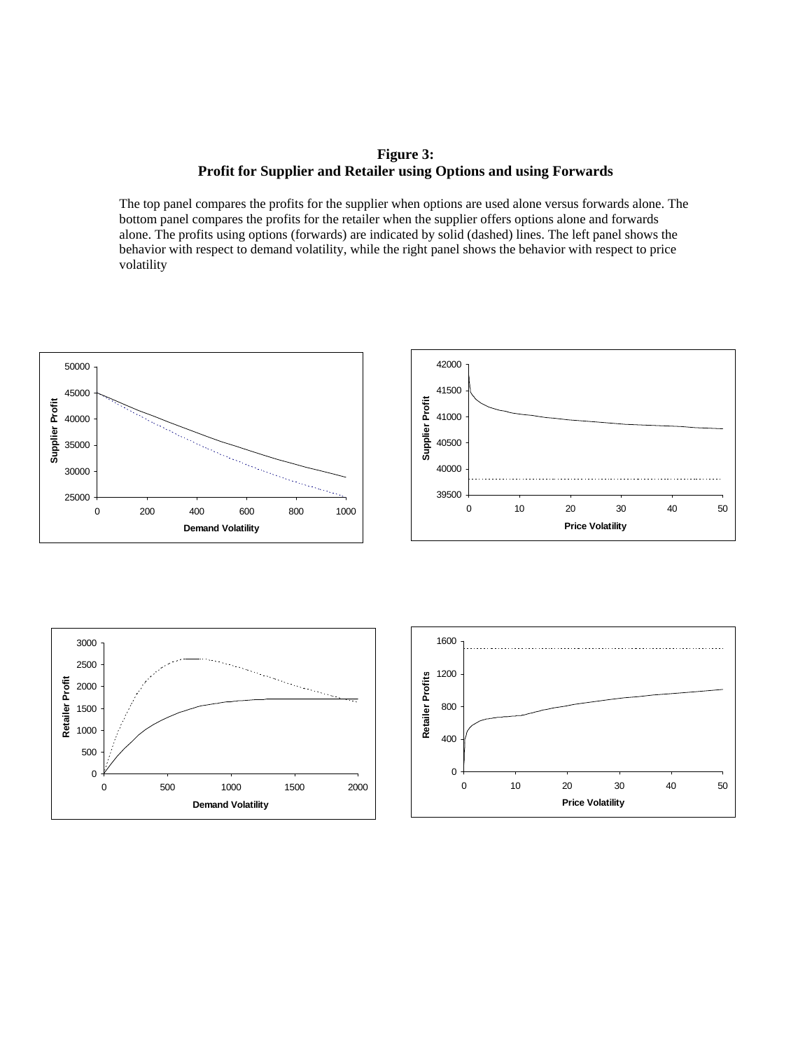**Figure 3:**
**Profit for Supplier and Retailer using Options and using Forwards**

The top panel compares the profits for the supplier when options are used alone versus forwards alone. The bottom panel compares the profits for the retailer when the supplier offers options alone and forwards alone. The profits using options (forwards) are indicated by solid (dashed) lines. The left panel shows the behavior with respect to demand volatility, while the right panel shows the behavior with respect to price volatility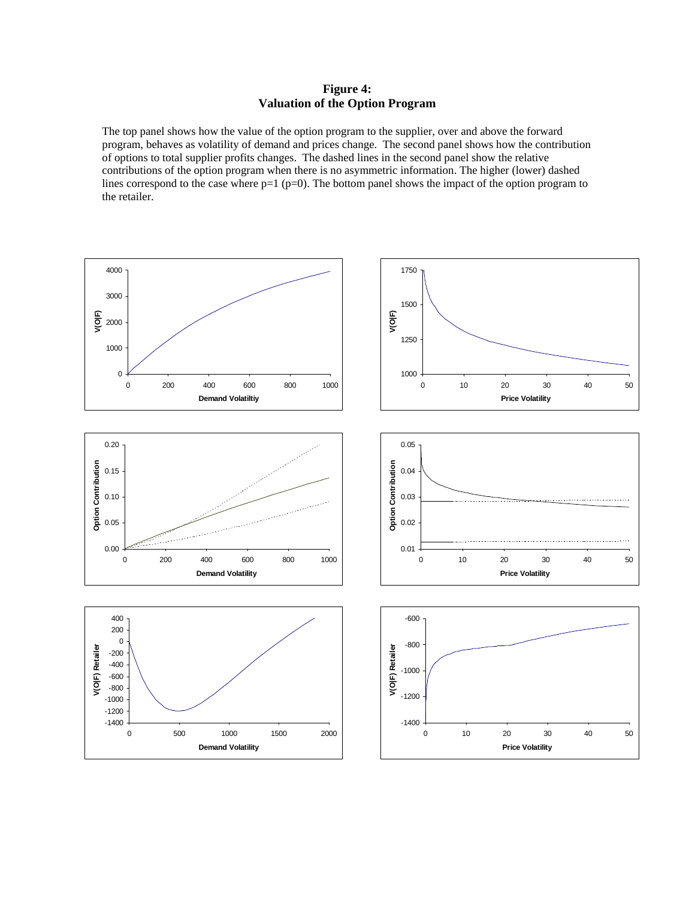**Figure 4:**
**Valuation of the Option Program**

The top panel shows how the value of the option program to the supplier, over and above the forward program, behaves as volatility of demand and prices change. The second panel shows how the contribution of options to total supplier profits changes. The dashed lines in the second panel show the relative contributions of the option program when there is no asymmetric information. The higher (lower) dashed lines correspond to the case where p=1 (p=0). The bottom panel shows the impact of the option program to the retailer.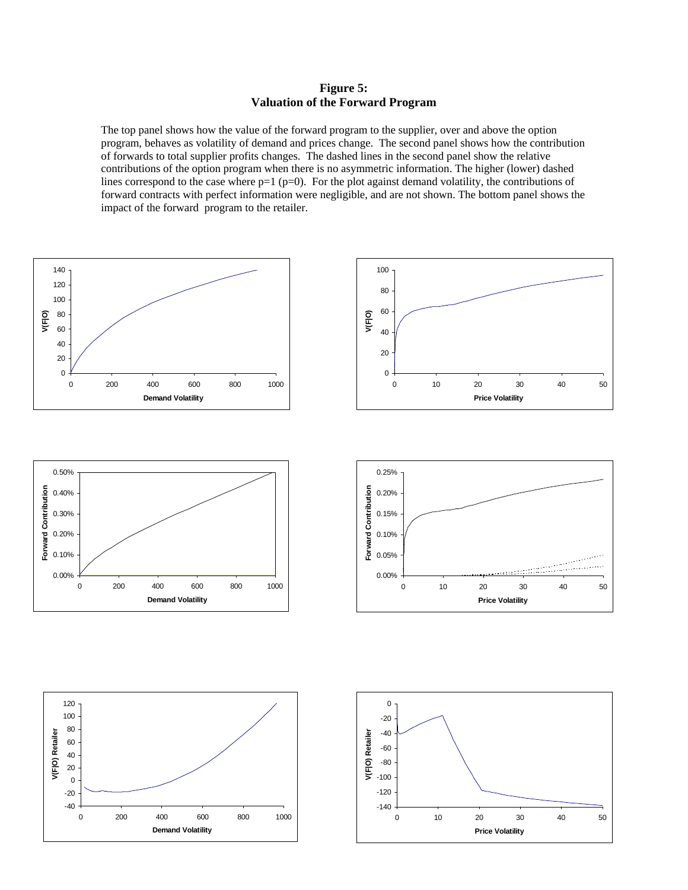**Figure 5:**
**Valuation of the Forward Program**

The top panel shows how the value of the forward program to the supplier, over and above the option program, behaves as volatility of demand and prices change. The second panel shows how the contribution of forwards to total supplier profits changes. The dashed lines in the second panel show the relative contributions of the option program when there is no asymmetric information. The higher (lower) dashed lines correspond to the case where p=1 (p=0). For the plot against demand volatility, the contributions of forward contracts with perfect information were negligible, and are not shown. The bottom panel shows the impact of the forward program to the retailer.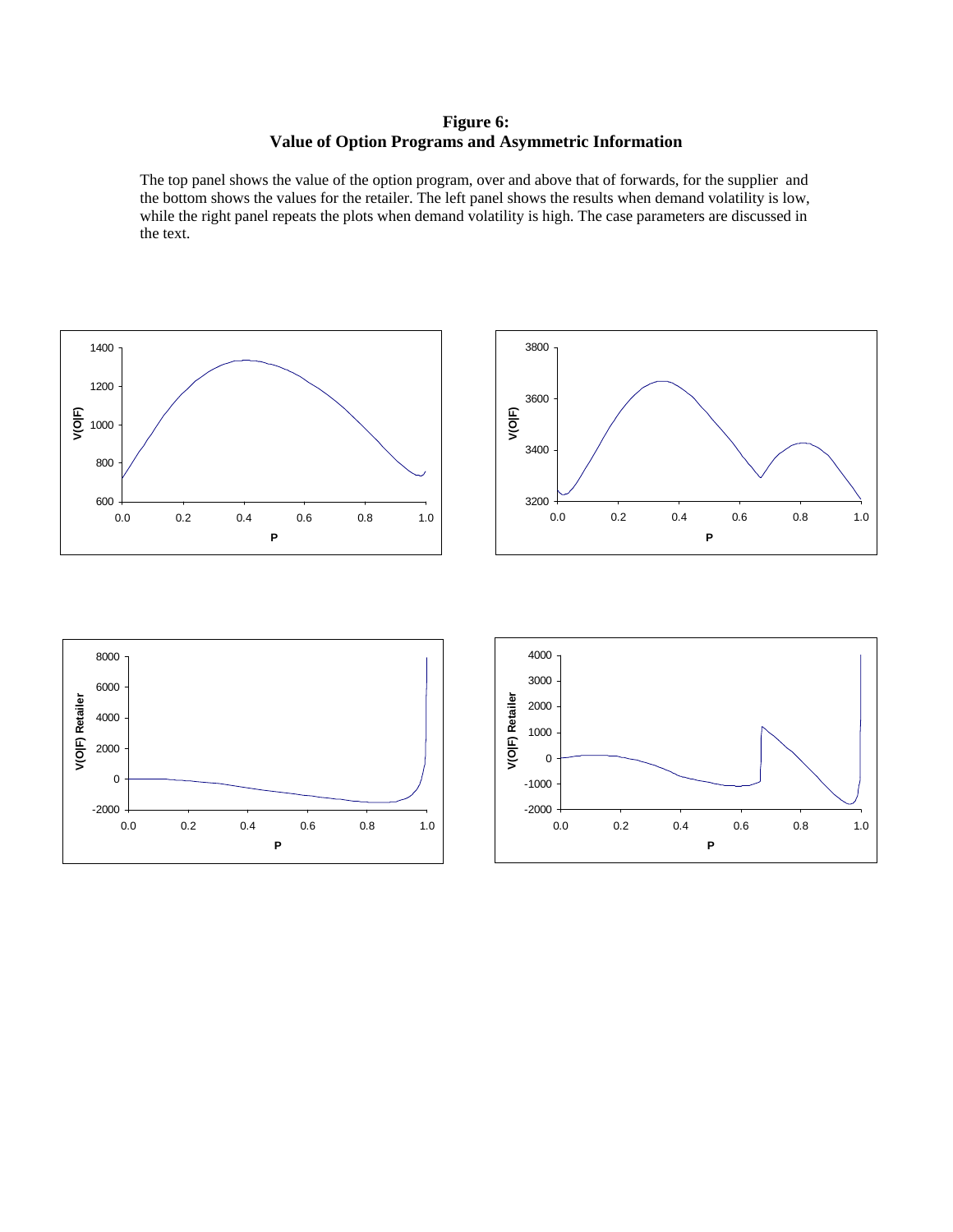**Figure 6:**
**Value of Option Programs and Asymmetric Information**

The top panel shows the value of the option program, over and above that of forwards, for the supplier and the bottom shows the values for the retailer. The left panel shows the results when demand volatility is low, while the right panel repeats the plots when demand volatility is high. The case parameters are discussed in the text.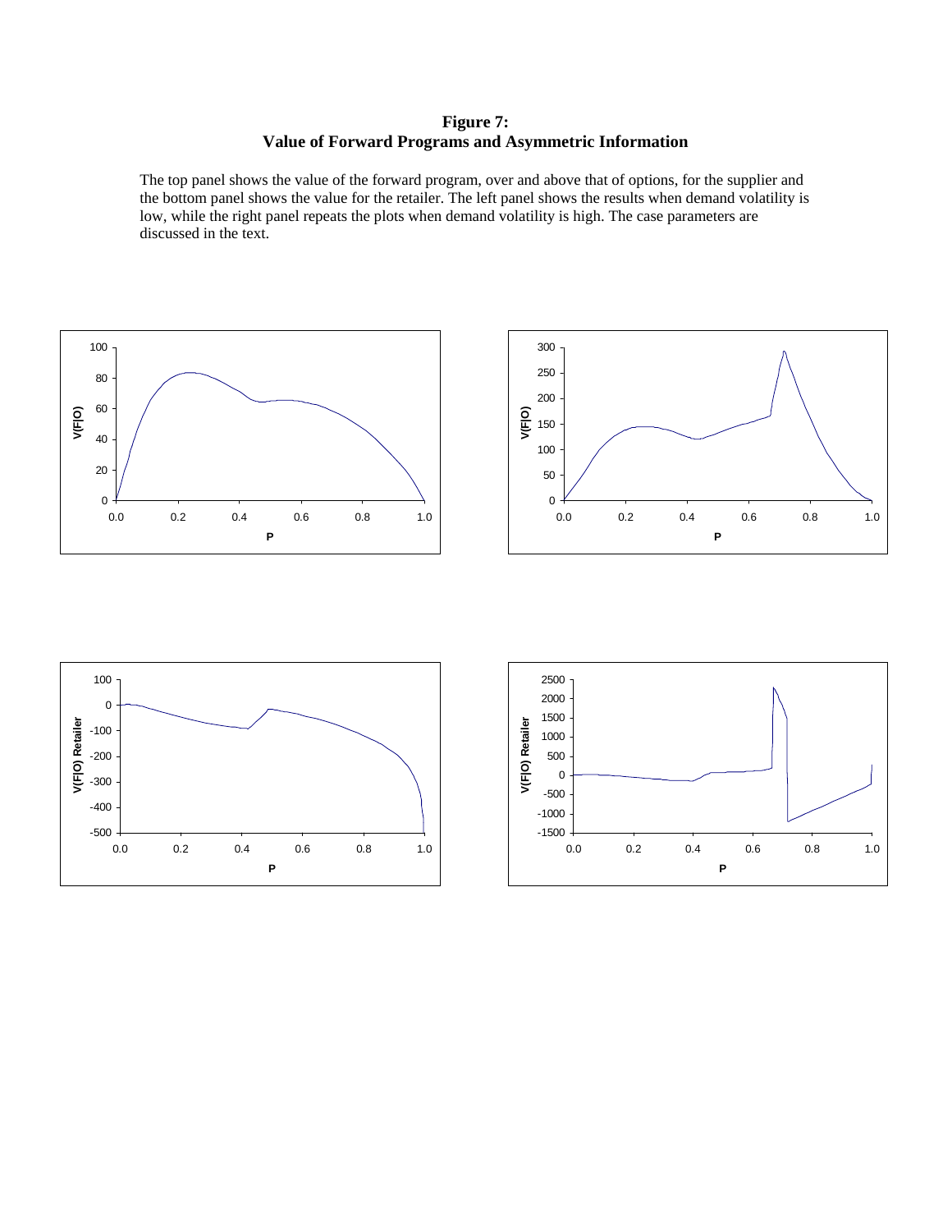**Figure 7:**
**Value of Forward Programs and Asymmetric Information**

The top panel shows the value of the forward program, over and above that of options, for the supplier and the bottom panel shows the value for the retailer. The left panel shows the results when demand volatility is low, while the right panel repeats the plots when demand volatility is high. The case parameters are discussed in the text.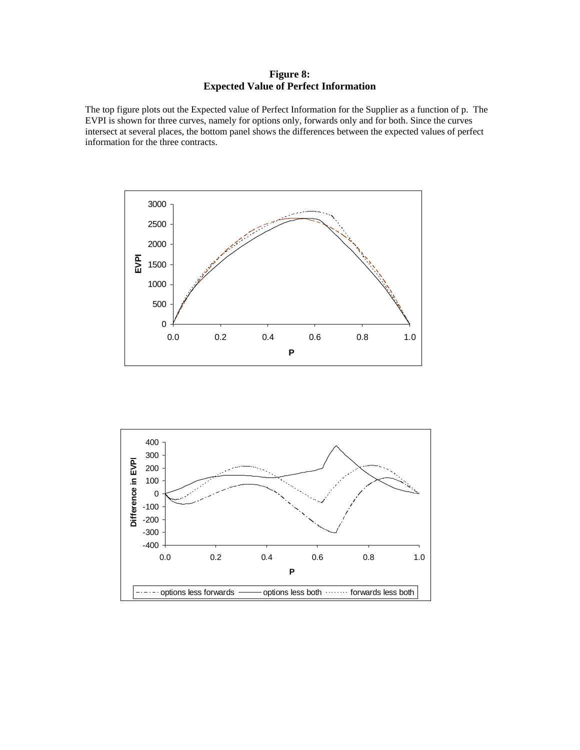**Figure 8:**
**Expected Value of Perfect Information**

The top figure plots out the Expected value of Perfect Information for the Supplier as a function of p. The EVPI is shown for three curves, namely for options only, forwards only and for both. Since the curves intersect at several places, the bottom panel shows the differences between the expected values of perfect information for the three contracts.

EVPI

3000
2500
2000
1500
1000
500
0

0.0 0.2 0.4 0.6 0.8 1.0

P

Difference in EVPI

400
300
200
100
0
-100
-200
-300
-400

0.0 0.2 0.4 0.6 0.8 1.0

P

options less forwards — options less both — forwards less both